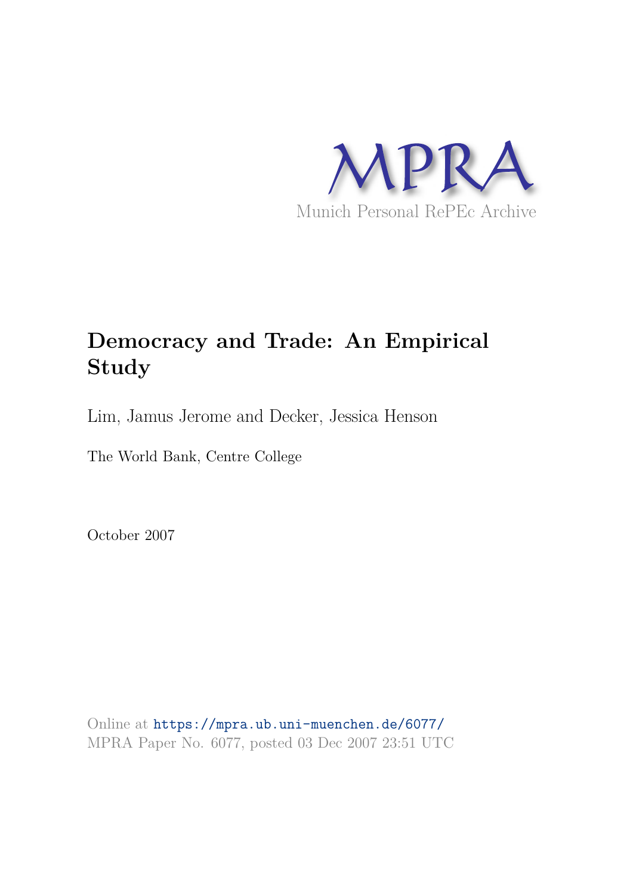MPRA

Munich Personal RePEc Archive

# Democracy and Trade: An Empirical Study

Lim, Jamus Jerome and Decker, Jessica Henson

The World Bank, Centre College

October 2007

Online at https://mpra.ub.uni-muenchen.de/6077/
MPRA Paper No. 6077, posted 03 Dec 2007 23:51 UTC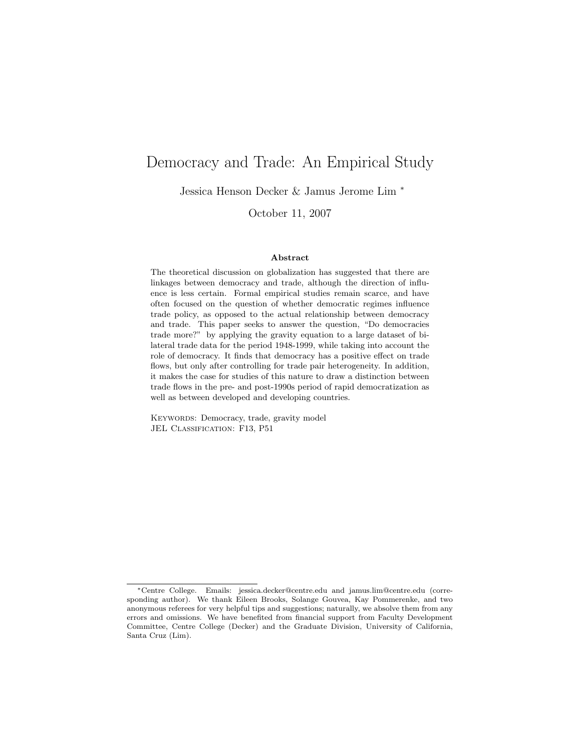# Democracy and Trade: An Empirical Study

Jessica Henson Decker & Jamus Jerome Lim [*]

October 11, 2007

### Abstract

The theoretical discussion on globalization has suggested that there are linkages between democracy and trade, although the direction of influence is less certain. Formal empirical studies remain scarce, and have often focused on the question of whether democratic regimes influence trade policy, as opposed to the actual relationship between democracy and trade. This paper seeks to answer the question, "Do democracies trade more?" by applying the gravity equation to a large dataset of bilateral trade data for the period 1948-1999, while taking into account the role of democracy. It finds that democracy has a positive effect on trade flows, but only after controlling for trade pair heterogeneity. In addition, it makes the case for studies of this nature to draw a distinction between trade flows in the pre- and post-1990s period of rapid democratization as well as between developed and developing countries.

Keywords: Democracy, trade, gravity model
JEL Classification: F13, P51

---

[*] Centre College. Emails: jessica.decker@centre.edu and jamus.lim@centre.edu (corresponding author). We thank Eileen Brooks, Solange Gouvea, Kay Pommerenke, and two anonymous referees for very helpful tips and suggestions; naturally, we absolve them from any errors and omissions. We have benefited from financial support from Faculty Development Committee, Centre College (Decker) and the Graduate Division, University of California, Santa Cruz (Lim).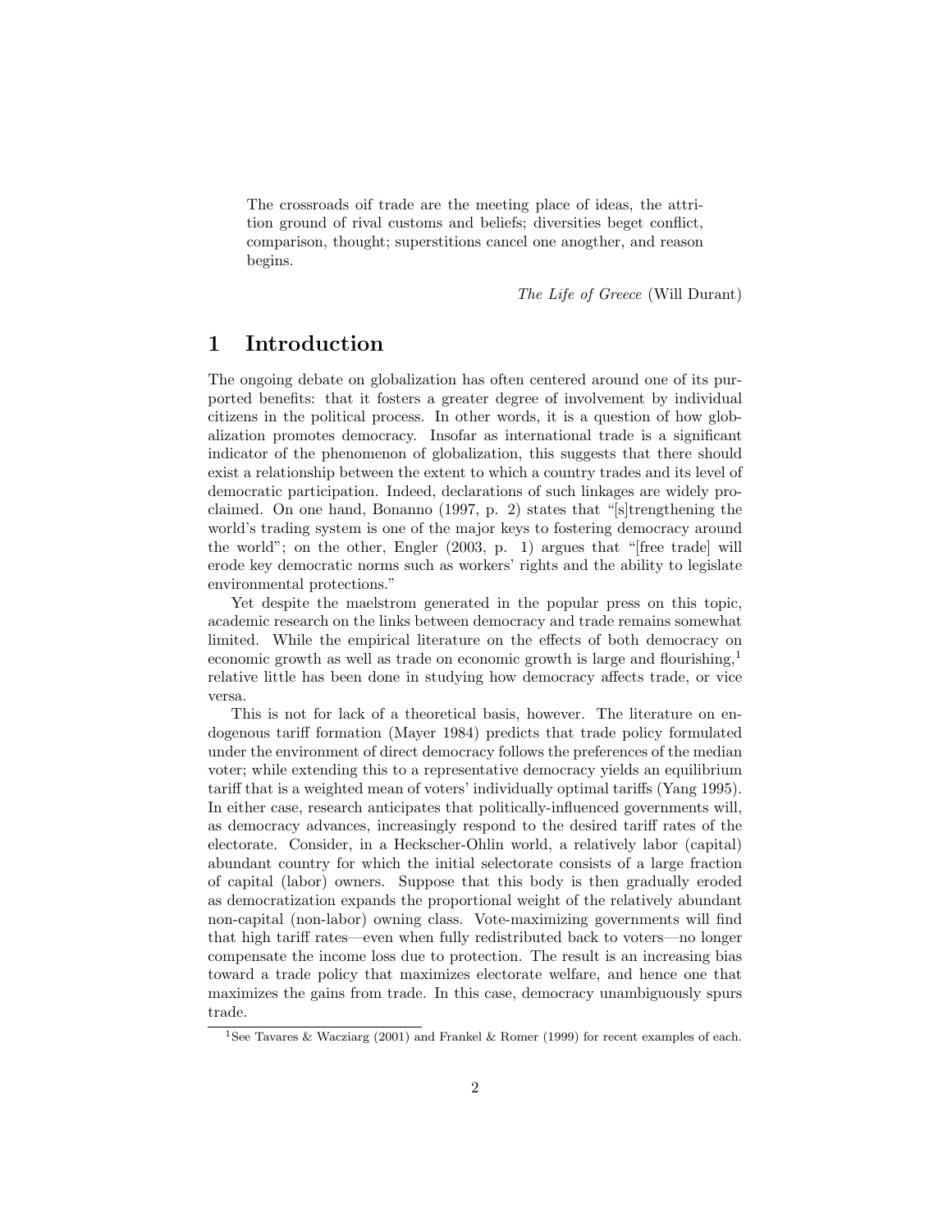> The crossroads oif trade are the meeting place of ideas, the attrition ground of rival customs and beliefs; diversities beget conflict, comparison, thought; superstitions cancel one anogther, and reason begins.
>
> *The Life of Greece* (Will Durant)

# 1 Introduction

The ongoing debate on globalization has often centered around one of its purported benefits: that it fosters a greater degree of involvement by individual citizens in the political process. In other words, it is a question of how globalization promotes democracy. Insofar as international trade is a significant indicator of the phenomenon of globalization, this suggests that there should exist a relationship between the extent to which a country trades and its level of democratic participation. Indeed, declarations of such linkages are widely proclaimed. On one hand, Bonanno (1997, p. 2) states that "[s]trengthening the world's trading system is one of the major keys to fostering democracy around the world"; on the other, Engler (2003, p. 1) argues that "[free trade] will erode key democratic norms such as workers' rights and the ability to legislate environmental protections."

Yet despite the maelstrom generated in the popular press on this topic, academic research on the links between democracy and trade remains somewhat limited. While the empirical literature on the effects of both democracy on economic growth as well as trade on economic growth is large and flourishing,[1] relative little has been done in studying how democracy affects trade, or vice versa.

This is not for lack of a theoretical basis, however. The literature on endogenous tariff formation (Mayer 1984) predicts that trade policy formulated under the environment of direct democracy follows the preferences of the median voter; while extending this to a representative democracy yields an equilibrium tariff that is a weighted mean of voters' individually optimal tariffs (Yang 1995). In either case, research anticipates that politically-influenced governments will, as democracy advances, increasingly respond to the desired tariff rates of the electorate. Consider, in a Heckscher-Ohlin world, a relatively labor (capital) abundant country for which the initial selectorate consists of a large fraction of capital (labor) owners. Suppose that this body is then gradually eroded as democratization expands the proportional weight of the relatively abundant non-capital (non-labor) owning class. Vote-maximizing governments will find that high tariff rates—even when fully redistributed back to voters—no longer compensate the income loss due to protection. The result is an increasing bias toward a trade policy that maximizes electorate welfare, and hence one that maximizes the gains from trade. In this case, democracy unambiguously spurs trade.

[1] See Tavares & Wacziarg (2001) and Frankel & Romer (1999) for recent examples of each.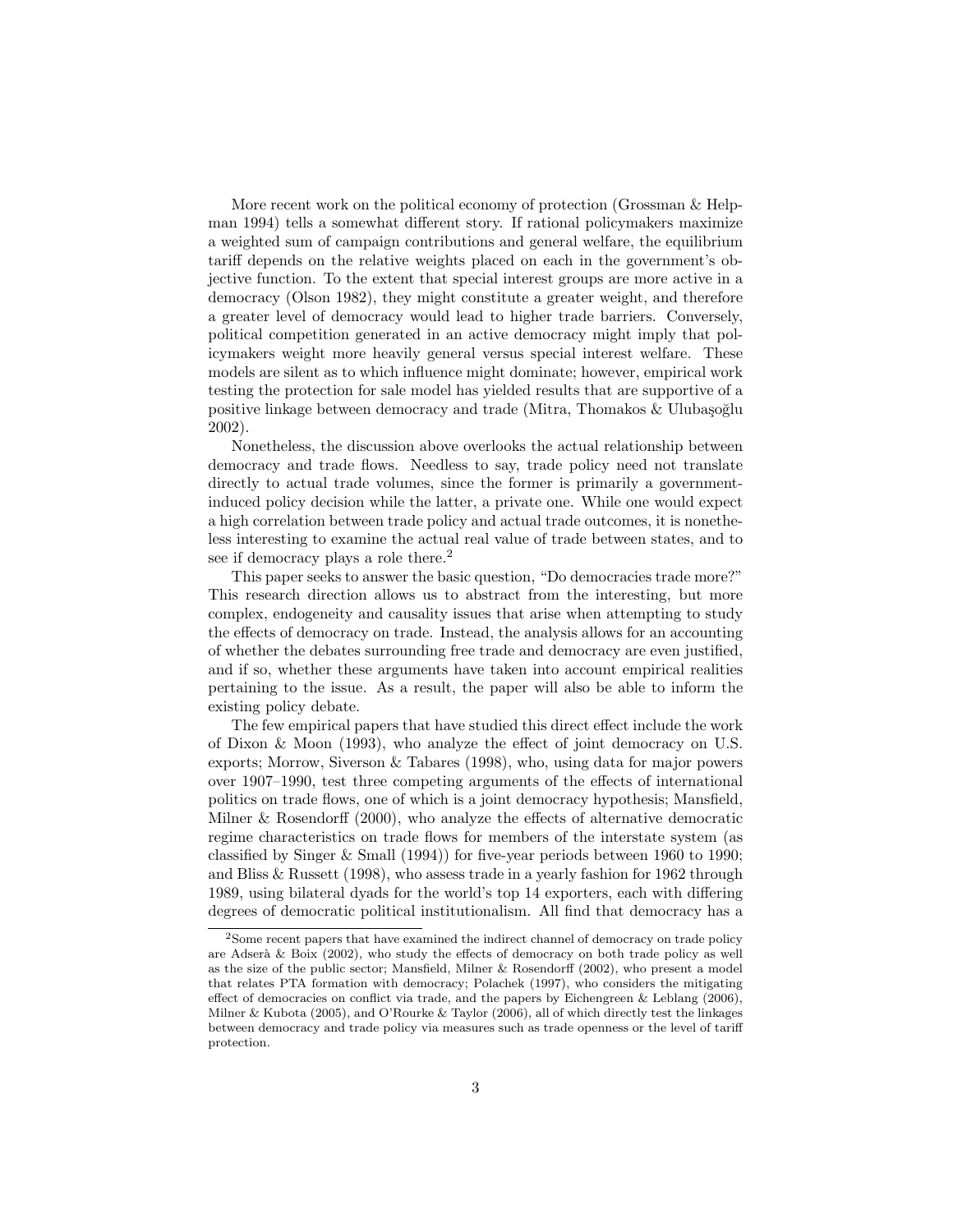More recent work on the political economy of protection (Grossman & Helpman 1994) tells a somewhat different story. If rational policymakers maximize a weighted sum of campaign contributions and general welfare, the equilibrium tariff depends on the relative weights placed on each in the government's objective function. To the extent that special interest groups are more active in a democracy (Olson 1982), they might constitute a greater weight, and therefore a greater level of democracy would lead to higher trade barriers. Conversely, political competition generated in an active democracy might imply that policymakers weight more heavily general versus special interest welfare. These models are silent as to which influence might dominate; however, empirical work testing the protection for sale model has yielded results that are supportive of a positive linkage between democracy and trade (Mitra, Thomakos & Ulubaşoğlu 2002).

Nonetheless, the discussion above overlooks the actual relationship between democracy and trade flows. Needless to say, trade policy need not translate directly to actual trade volumes, since the former is primarily a government-induced policy decision while the latter, a private one. While one would expect a high correlation between trade policy and actual trade outcomes, it is nonetheless interesting to examine the actual real value of trade between states, and to see if democracy plays a role there.[2]

This paper seeks to answer the basic question, "Do democracies trade more?" This research direction allows us to abstract from the interesting, but more complex, endogeneity and causality issues that arise when attempting to study the effects of democracy on trade. Instead, the analysis allows for an accounting of whether the debates surrounding free trade and democracy are even justified, and if so, whether these arguments have taken into account empirical realities pertaining to the issue. As a result, the paper will also be able to inform the existing policy debate.

The few empirical papers that have studied this direct effect include the work of Dixon & Moon (1993), who analyze the effect of joint democracy on U.S. exports; Morrow, Siverson & Tabares (1998), who, using data for major powers over 1907–1990, test three competing arguments of the effects of international politics on trade flows, one of which is a joint democracy hypothesis; Mansfield, Milner & Rosendorff (2000), who analyze the effects of alternative democratic regime characteristics on trade flows for members of the interstate system (as classified by Singer & Small (1994)) for five-year periods between 1960 to 1990; and Bliss & Russett (1998), who assess trade in a yearly fashion for 1962 through 1989, using bilateral dyads for the world's top 14 exporters, each with differing degrees of democratic political institutionalism. All find that democracy has a

[2] Some recent papers that have examined the indirect channel of democracy on trade policy are Adserà & Boix (2002), who study the effects of democracy on both trade policy as well as the size of the public sector; Mansfield, Milner & Rosendorff (2002), who present a model that relates PTA formation with democracy; Polachek (1997), who considers the mitigating effect of democracies on conflict via trade, and the papers by Eichengreen & Leblang (2006), Milner & Kubota (2005), and O'Rourke & Taylor (2006), all of which directly test the linkages between democracy and trade policy via measures such as trade openness or the level of tariff protection.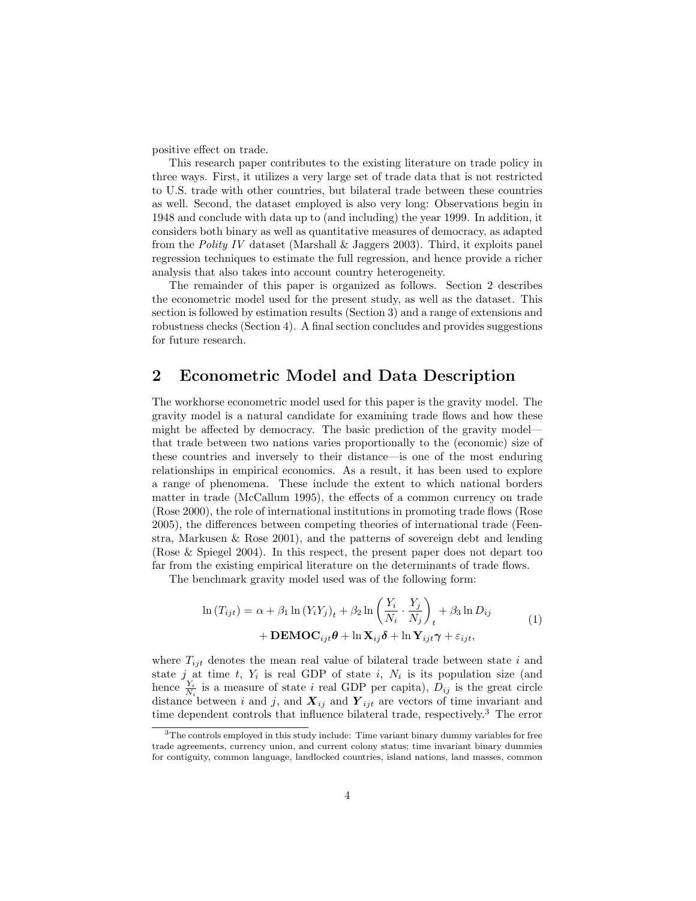positive effect on trade.

This research paper contributes to the existing literature on trade policy in three ways. First, it utilizes a very large set of trade data that is not restricted to U.S. trade with other countries, but bilateral trade between these countries as well. Second, the dataset employed is also very long: Observations begin in 1948 and conclude with data up to (and including) the year 1999. In addition, it considers both binary as well as quantitative measures of democracy, as adapted from the *Polity IV* dataset (Marshall & Jaggers 2003). Third, it exploits panel regression techniques to estimate the full regression, and hence provide a richer analysis that also takes into account country heterogeneity.

The remainder of this paper is organized as follows. Section 2 describes the econometric model used for the present study, as well as the dataset. This section is followed by estimation results (Section 3) and a range of extensions and robustness checks (Section 4). A final section concludes and provides suggestions for future research.

## 2 Econometric Model and Data Description

The workhorse econometric model used for this paper is the gravity model. The gravity model is a natural candidate for examining trade flows and how these might be affected by democracy. The basic prediction of the gravity model—that trade between two nations varies proportionally to the (economic) size of these countries and inversely to their distance—is one of the most enduring relationships in empirical economics. As a result, it has been used to explore a range of phenomena. These include the extent to which national borders matter in trade (McCallum 1995), the effects of a common currency on trade (Rose 2000), the role of international institutions in promoting trade flows (Rose 2005), the differences between competing theories of international trade (Feenstra, Markusen & Rose 2001), and the patterns of sovereign debt and lending (Rose & Spiegel 2004). In this respect, the present paper does not depart too far from the existing empirical literature on the determinants of trade flows.

The benchmark gravity model used was of the following form:

$$
\begin{aligned}
\ln\left(T_{ijt}\right) = \alpha + \beta_1 \ln\left(Y_i Y_j\right)_t + \beta_2 \ln\left(\frac{Y_i}{N_i}\cdot\frac{Y_j}{N_j}\right)_t + \beta_3 \ln D_{ij} \\
+ \mathbf{DEMOC}_{ijt}\boldsymbol{\theta} + \ln \mathbf{X}_{ij}\boldsymbol{\delta} + \ln \mathbf{Y}_{ijt}\boldsymbol{\gamma} + \varepsilon_{ijt},
\end{aligned}
\tag{1}
$$

where $T_{ijt}$ denotes the mean real value of bilateral trade between state $i$ and state $j$ at time $t$, $Y_i$ is real GDP of state $i$, $N_i$ is its population size (and hence $\frac{Y_i}{N_i}$ is a measure of state $i$ real GDP per capita), $D_{ij}$ is the great circle distance between $i$ and $j$, and $\boldsymbol{X}_{ij}$ and $\boldsymbol{Y}_{ijt}$ are vectors of time invariant and time dependent controls that influence bilateral trade, respectively.[3] The error

[3] The controls employed in this study include: Time variant binary dummy variables for free trade agreements, currency union, and current colony status; time invariant binary dummies for contiguity, common language, landlocked countries, island nations, land masses, common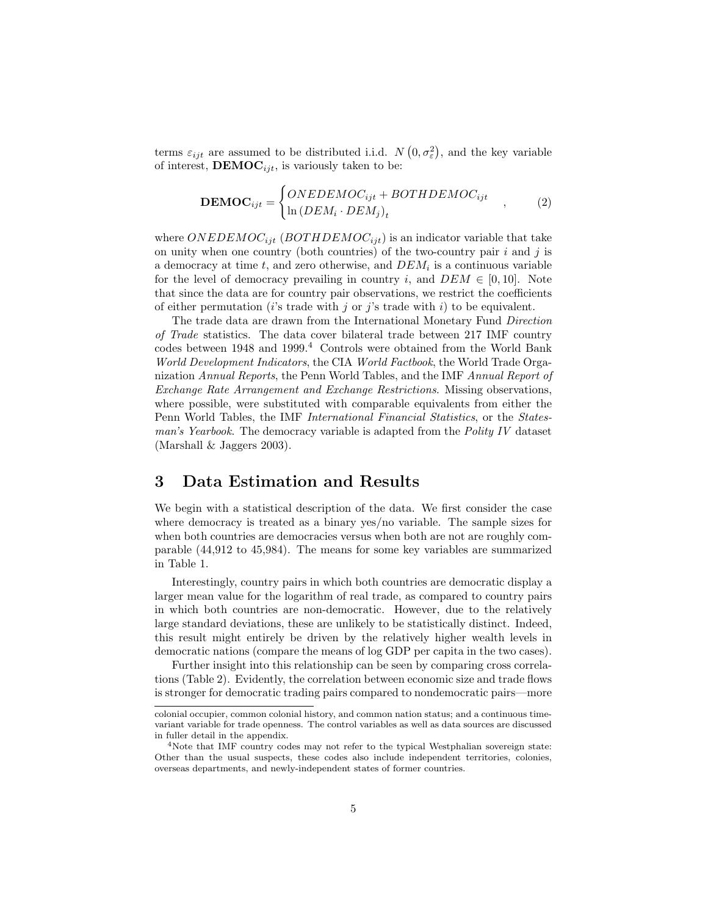terms $\varepsilon_{ijt}$ are assumed to be distributed i.i.d. $N\left(0, \sigma_{\varepsilon}^{2}\right)$, and the key variable of interest, $\mathbf{DEMOC}_{ijt}$, is variously taken to be:

$$\mathbf{DEMOC}_{ijt} = \begin{cases} ONEDEMOC_{ijt} + BOTHDEMOC_{ijt} \\ \ln\left(DEM_i \cdot DEM_j\right)_t \end{cases}, \qquad (2)$$

where $ONEDEMOC_{ijt}$ ($BOTHDEMOC_{ijt}$) is an indicator variable that take on unity when one country (both countries) of the two-country pair $i$ and $j$ is a democracy at time $t$, and zero otherwise, and $DEM_i$ is a continuous variable for the level of democracy prevailing in country $i$, and $DEM \in [0, 10]$. Note that since the data are for country pair observations, we restrict the coefficients of either permutation ($i$'s trade with $j$ or $j$'s trade with $i$) to be equivalent.

The trade data are drawn from the International Monetary Fund *Direction of Trade* statistics. The data cover bilateral trade between 217 IMF country codes between 1948 and 1999.[4] Controls were obtained from the World Bank *World Development Indicators*, the CIA *World Factbook*, the World Trade Organization *Annual Reports*, the Penn World Tables, and the IMF *Annual Report of Exchange Rate Arrangement and Exchange Restrictions*. Missing observations, where possible, were substituted with comparable equivalents from either the Penn World Tables, the IMF *International Financial Statistics*, or the *Statesman's Yearbook*. The democracy variable is adapted from the *Polity IV* dataset (Marshall & Jaggers 2003).

# 3 Data Estimation and Results

We begin with a statistical description of the data. We first consider the case where democracy is treated as a binary yes/no variable. The sample sizes for when both countries are democracies versus when both are not are roughly comparable (44,912 to 45,984). The means for some key variables are summarized in Table 1.

Interestingly, country pairs in which both countries are democratic display a larger mean value for the logarithm of real trade, as compared to country pairs in which both countries are non-democratic. However, due to the relatively large standard deviations, these are unlikely to be statistically distinct. Indeed, this result might entirely be driven by the relatively higher wealth levels in democratic nations (compare the means of log GDP per capita in the two cases).

Further insight into this relationship can be seen by comparing cross correlations (Table 2). Evidently, the correlation between economic size and trade flows is stronger for democratic trading pairs compared to nondemocratic pairs—more

---

colonial occupier, common colonial history, and common nation status; and a continuous time-variant variable for trade openness. The control variables as well as data sources are discussed in fuller detail in the appendix.

[4] Note that IMF country codes may not refer to the typical Westphalian sovereign state: Other than the usual suspects, these codes also include independent territories, colonies, overseas departments, and newly-independent states of former countries.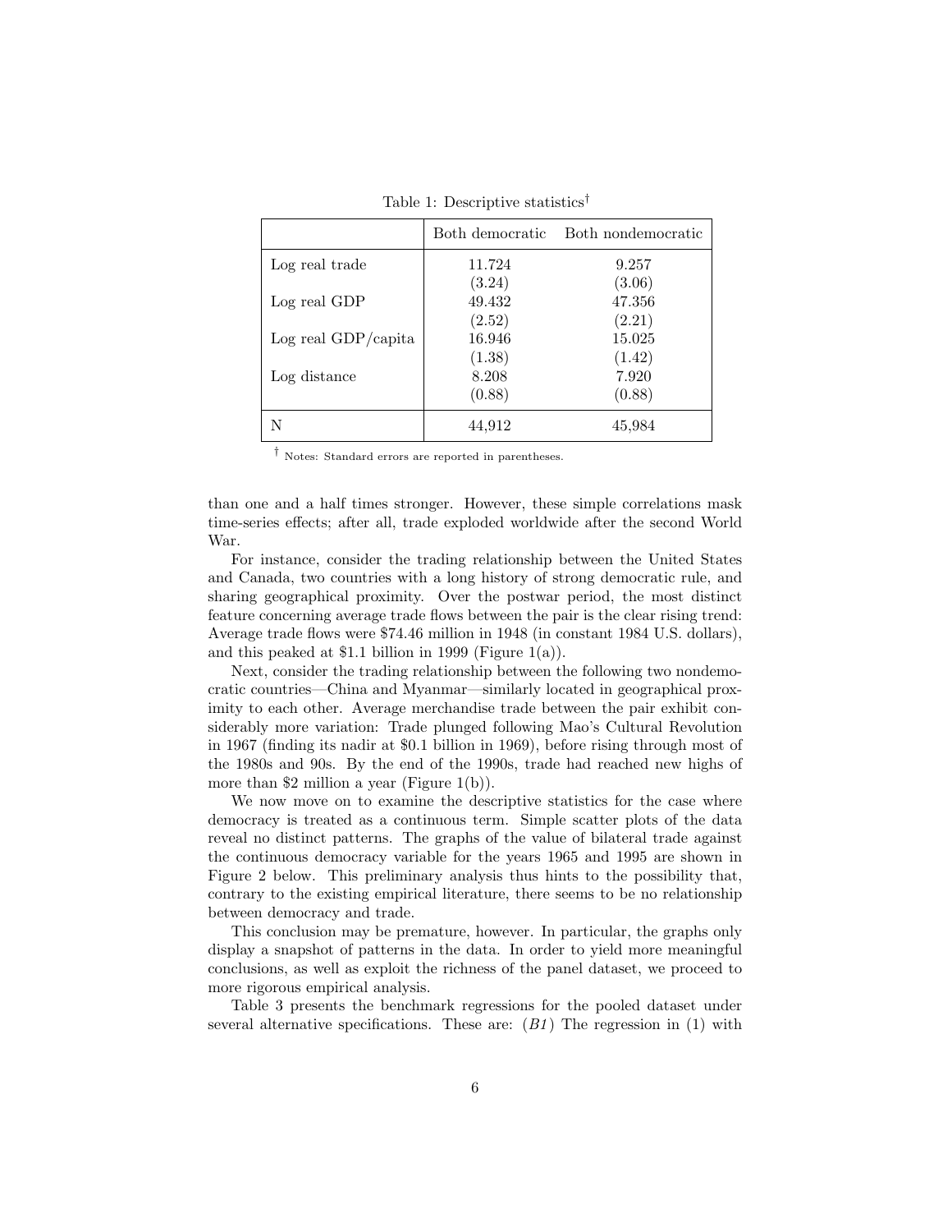Table 1: Descriptive statistics†

| | Both democratic | Both nondemocratic |
|---|---|---|
| Log real trade | 11.724 | 9.257 |
| | (3.24) | (3.06) |
| Log real GDP | 49.432 | 47.356 |
| | (2.52) | (2.21) |
| Log real GDP/capita | 16.946 | 15.025 |
| | (1.38) | (1.42) |
| Log distance | 8.208 | 7.920 |
| | (0.88) | (0.88) |
| N | 44,912 | 45,984 |

† Notes: Standard errors are reported in parentheses.

than one and a half times stronger. However, these simple correlations mask time-series effects; after all, trade exploded worldwide after the second World War.

For instance, consider the trading relationship between the United States and Canada, two countries with a long history of strong democratic rule, and sharing geographical proximity. Over the postwar period, the most distinct feature concerning average trade flows between the pair is the clear rising trend: Average trade flows were \$74.46 million in 1948 (in constant 1984 U.S. dollars), and this peaked at \$1.1 billion in 1999 (Figure 1(a)).

Next, consider the trading relationship between the following two nondemocratic countries—China and Myanmar—similarly located in geographical proximity to each other. Average merchandise trade between the pair exhibit considerably more variation: Trade plunged following Mao's Cultural Revolution in 1967 (finding its nadir at \$0.1 billion in 1969), before rising through most of the 1980s and 90s. By the end of the 1990s, trade had reached new highs of more than \$2 million a year (Figure 1(b)).

We now move on to examine the descriptive statistics for the case where democracy is treated as a continuous term. Simple scatter plots of the data reveal no distinct patterns. The graphs of the value of bilateral trade against the continuous democracy variable for the years 1965 and 1995 are shown in Figure 2 below. This preliminary analysis thus hints to the possibility that, contrary to the existing empirical literature, there seems to be no relationship between democracy and trade.

This conclusion may be premature, however. In particular, the graphs only display a snapshot of patterns in the data. In order to yield more meaningful conclusions, as well as exploit the richness of the panel dataset, we proceed to more rigorous empirical analysis.

Table 3 presents the benchmark regressions for the pooled dataset under several alternative specifications. These are: (*B1*) The regression in (1) with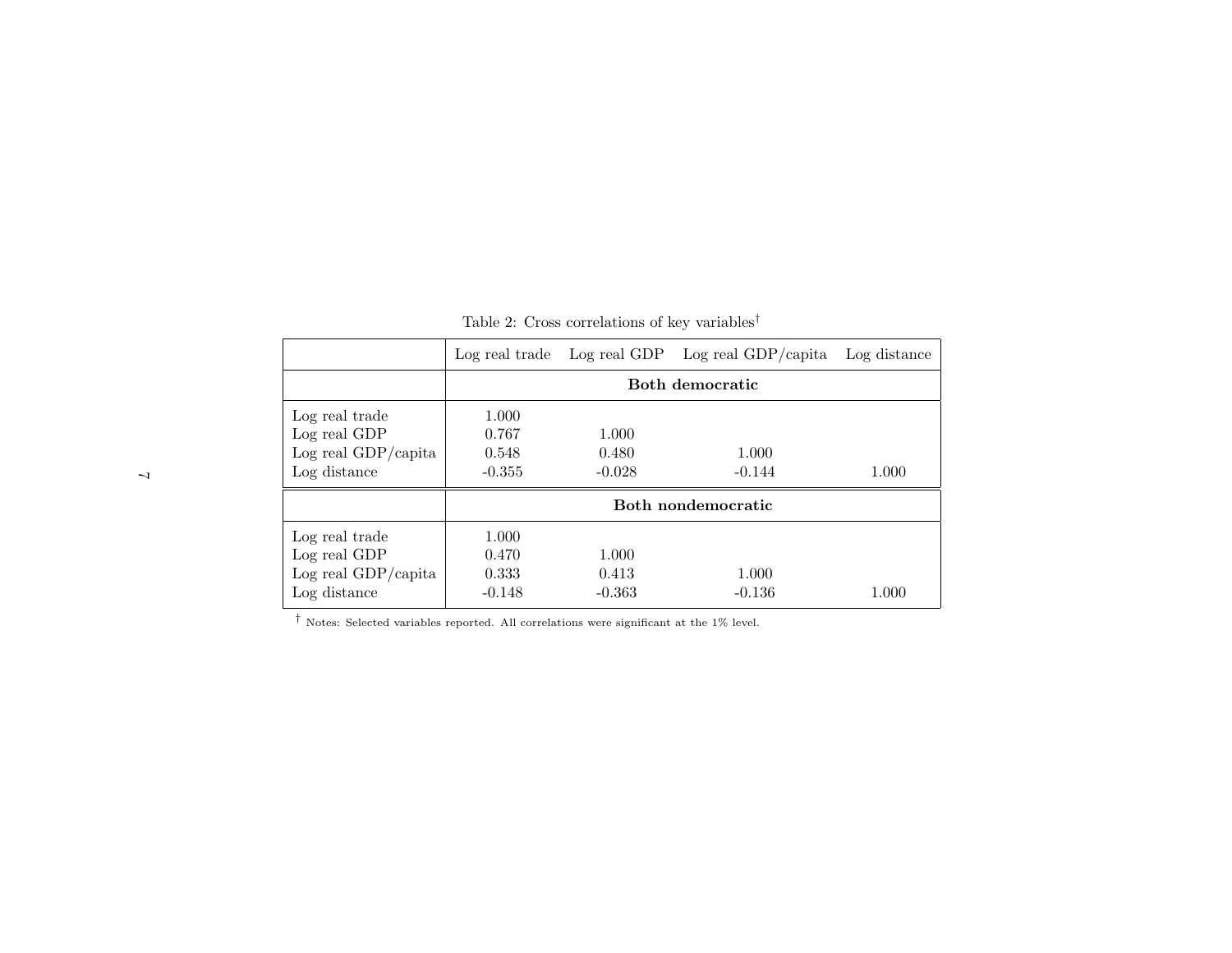Table 2: Cross correlations of key variables†

| | Log real trade | Log real GDP | Log real GDP/capita | Log distance |
|---|---|---|---|---|
| | **Both democratic** | | | |
| Log real trade | 1.000 | | | |
| Log real GDP | 0.767 | 1.000 | | |
| Log real GDP/capita | 0.548 | 0.480 | 1.000 | |
| Log distance | -0.355 | -0.028 | -0.144 | 1.000 |
| | **Both nondemocratic** | | | |
| Log real trade | 1.000 | | | |
| Log real GDP | 0.470 | 1.000 | | |
| Log real GDP/capita | 0.333 | 0.413 | 1.000 | |
| Log distance | -0.148 | -0.363 | -0.136 | 1.000 |

† Notes: Selected variables reported. All correlations were significant at the 1% level.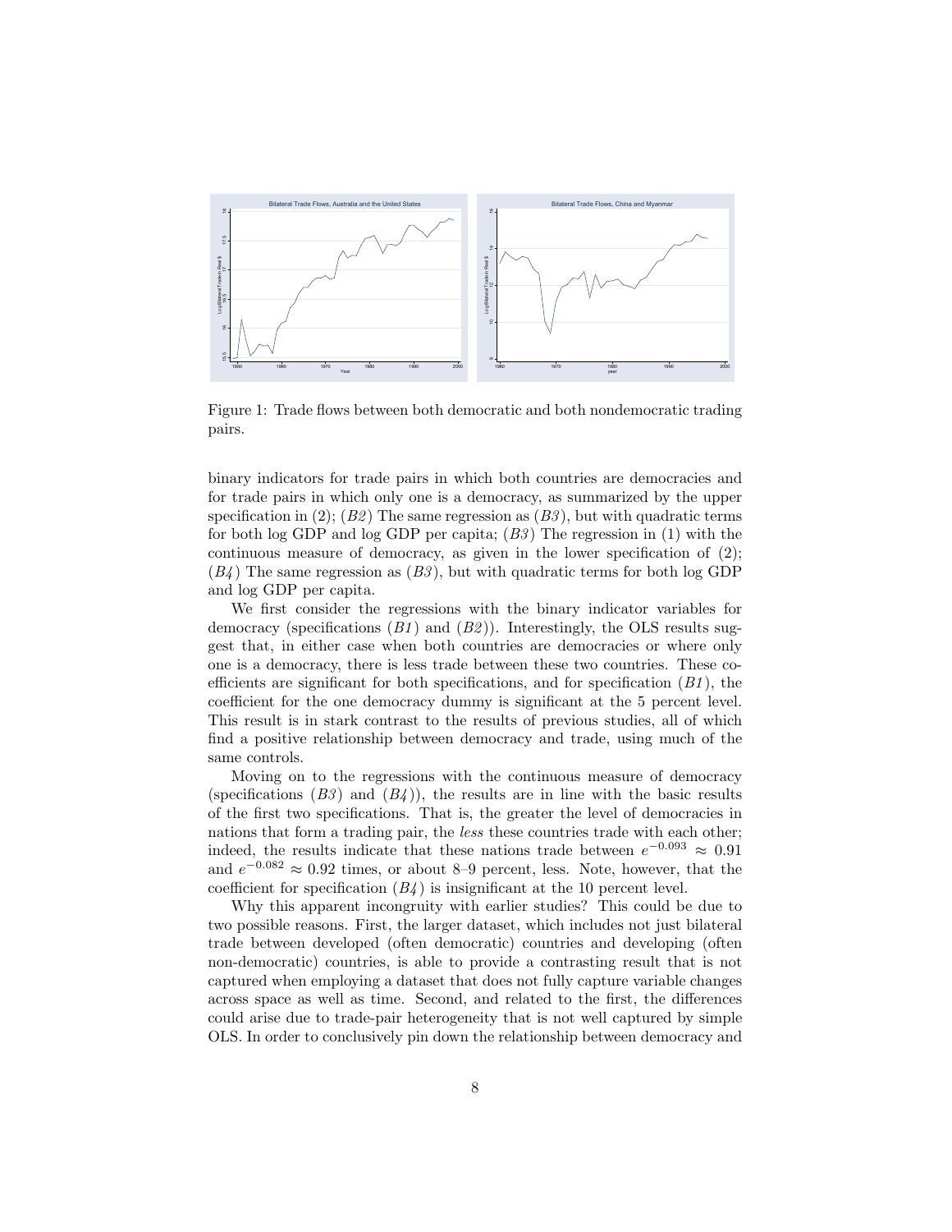Figure 1: Trade flows between both democratic and both nondemocratic trading pairs.

binary indicators for trade pairs in which both countries are democracies and for trade pairs in which only one is a democracy, as summarized by the upper specification in (2); (*B2*) The same regression as (*B3*), but with quadratic terms for both log GDP and log GDP per capita; (*B3*) The regression in (1) with the continuous measure of democracy, as given in the lower specification of (2); (*B4*) The same regression as (*B3*), but with quadratic terms for both log GDP and log GDP per capita.

We first consider the regressions with the binary indicator variables for democracy (specifications (*B1*) and (*B2*)). Interestingly, the OLS results suggest that, in either case when both countries are democracies or where only one is a democracy, there is less trade between these two countries. These coefficients are significant for both specifications, and for specification (*B1*), the coefficient for the one democracy dummy is significant at the 5 percent level. This result is in stark contrast to the results of previous studies, all of which find a positive relationship between democracy and trade, using much of the same controls.

Moving on to the regressions with the continuous measure of democracy (specifications (*B3*) and (*B4*)), the results are in line with the basic results of the first two specifications. That is, the greater the level of democracies in nations that form a trading pair, the *less* these countries trade with each other; indeed, the results indicate that these nations trade between $e^{-0.093} \approx 0.91$ and $e^{-0.082} \approx 0.92$ times, or about 8–9 percent, less. Note, however, that the coefficient for specification (*B4*) is insignificant at the 10 percent level.

Why this apparent incongruity with earlier studies? This could be due to two possible reasons. First, the larger dataset, which includes not just bilateral trade between developed (often democratic) countries and developing (often non-democratic) countries, is able to provide a contrasting result that is not captured when employing a dataset that does not fully capture variable changes across space as well as time. Second, and related to the first, the differences could arise due to trade-pair heterogeneity that is not well captured by simple OLS. In order to conclusively pin down the relationship between democracy and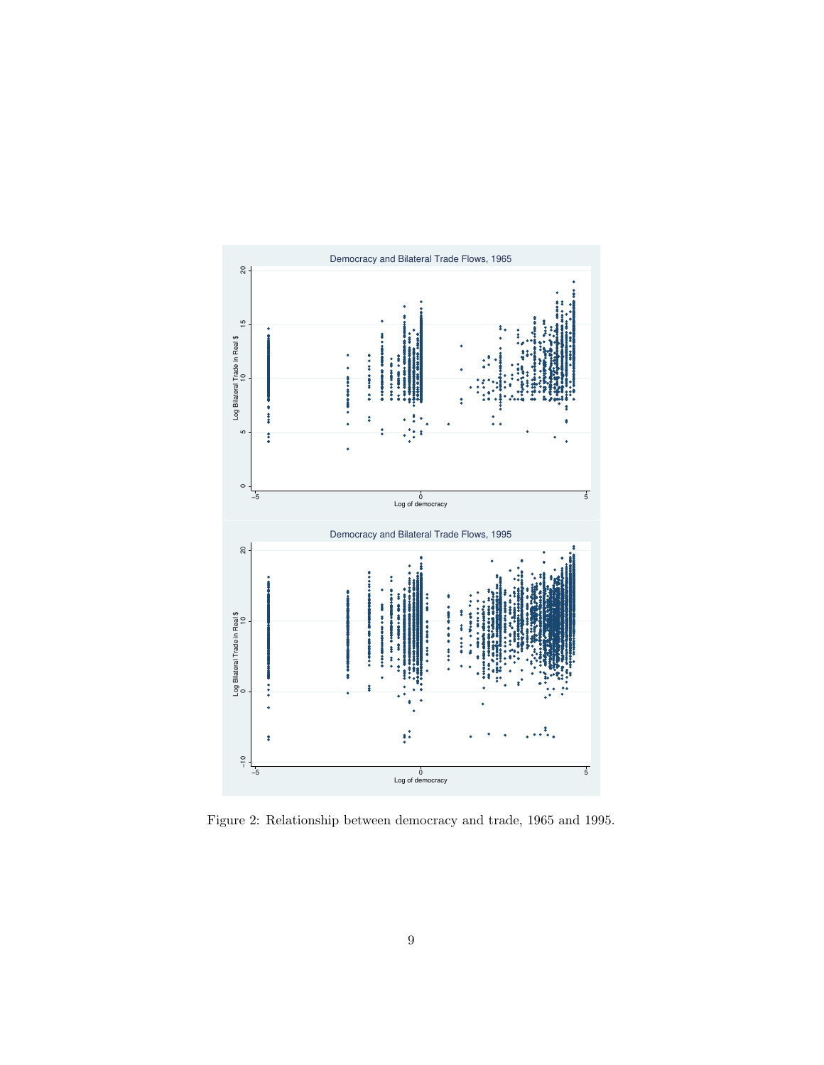Figure 2: Relationship between democracy and trade, 1965 and 1995.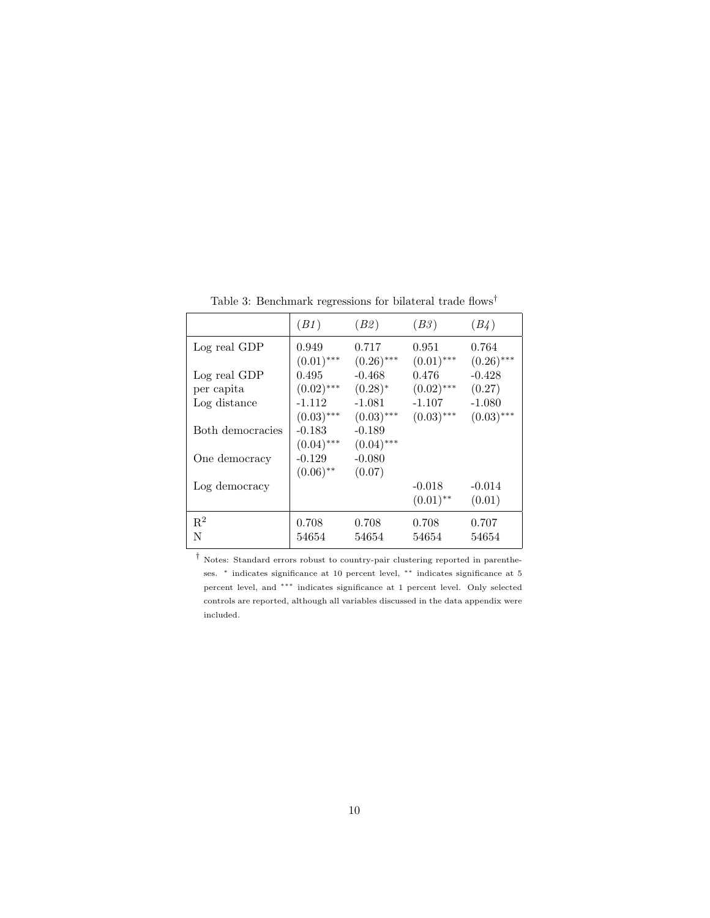Table 3: Benchmark regressions for bilateral trade flows†

| | *(B1)* | *(B2)* | *(B3)* | *(B4)* |
|---|---|---|---|---|
| Log real GDP | 0.949 | 0.717 | 0.951 | 0.764 |
| | (0.01)*** | (0.26)*** | (0.01)*** | (0.26)*** |
| Log real GDP per capita | 0.495 | -0.468 | 0.476 | -0.428 |
| | (0.02)*** | (0.28)* | (0.02)*** | (0.27) |
| Log distance | -1.112 | -1.081 | -1.107 | -1.080 |
| | (0.03)*** | (0.03)*** | (0.03)*** | (0.03)*** |
| Both democracies | -0.183 | -0.189 | | |
| | (0.04)*** | (0.04)*** | | |
| One democracy | -0.129 | -0.080 | | |
| | (0.06)** | (0.07) | | |
| Log democracy | | | -0.018 | -0.014 |
| | | | (0.01)** | (0.01) |
| $R^2$ | 0.708 | 0.708 | 0.708 | 0.707 |
| N | 54654 | 54654 | 54654 | 54654 |

† Notes: Standard errors robust to country-pair clustering reported in parentheses. * indicates significance at 10 percent level, ** indicates significance at 5 percent level, and *** indicates significance at 1 percent level. Only selected controls are reported, although all variables discussed in the data appendix were included.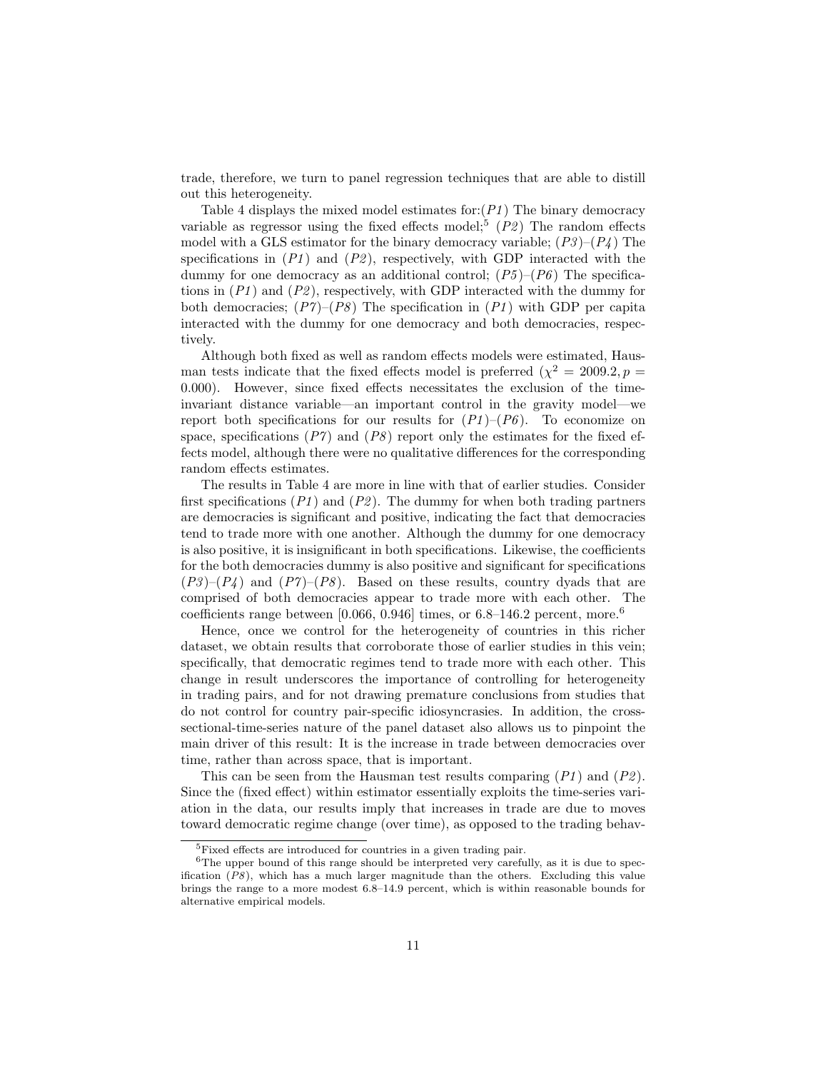trade, therefore, we turn to panel regression techniques that are able to distill out this heterogeneity.

Table 4 displays the mixed model estimates for:(*P1*) The binary democracy variable as regressor using the fixed effects model;[5] (*P2*) The random effects model with a GLS estimator for the binary democracy variable; (*P3*)–(*P4*) The specifications in (*P1*) and (*P2*), respectively, with GDP interacted with the dummy for one democracy as an additional control; (*P5*)–(*P6*) The specifications in (*P1*) and (*P2*), respectively, with GDP interacted with the dummy for both democracies; (*P7*)–(*P8*) The specification in (*P1*) with GDP per capita interacted with the dummy for one democracy and both democracies, respectively.

Although both fixed as well as random effects models were estimated, Hausman tests indicate that the fixed effects model is preferred ($\chi^2 = 2009.2, p = 0.000$). However, since fixed effects necessitates the exclusion of the time-invariant distance variable—an important control in the gravity model—we report both specifications for our results for (*P1*)–(*P6*). To economize on space, specifications (*P7*) and (*P8*) report only the estimates for the fixed effects model, although there were no qualitative differences for the corresponding random effects estimates.

The results in Table 4 are more in line with that of earlier studies. Consider first specifications (*P1*) and (*P2*). The dummy for when both trading partners are democracies is significant and positive, indicating the fact that democracies tend to trade more with one another. Although the dummy for one democracy is also positive, it is insignificant in both specifications. Likewise, the coefficients for the both democracies dummy is also positive and significant for specifications (*P3*)–(*P4*) and (*P7*)–(*P8*). Based on these results, country dyads that are comprised of both democracies appear to trade more with each other. The coefficients range between [0.066, 0.946] times, or 6.8–146.2 percent, more.[6]

Hence, once we control for the heterogeneity of countries in this richer dataset, we obtain results that corroborate those of earlier studies in this vein; specifically, that democratic regimes tend to trade more with each other. This change in result underscores the importance of controlling for heterogeneity in trading pairs, and for not drawing premature conclusions from studies that do not control for country pair-specific idiosyncrasies. In addition, the cross-sectional-time-series nature of the panel dataset also allows us to pinpoint the main driver of this result: It is the increase in trade between democracies over time, rather than across space, that is important.

This can be seen from the Hausman test results comparing (*P1*) and (*P2*). Since the (fixed effect) within estimator essentially exploits the time-series variation in the data, our results imply that increases in trade are due to moves toward democratic regime change (over time), as opposed to the trading behav-

---

[5] Fixed effects are introduced for countries in a given trading pair.

[6] The upper bound of this range should be interpreted very carefully, as it is due to specification (*P8*), which has a much larger magnitude than the others. Excluding this value brings the range to a more modest 6.8–14.9 percent, which is within reasonable bounds for alternative empirical models.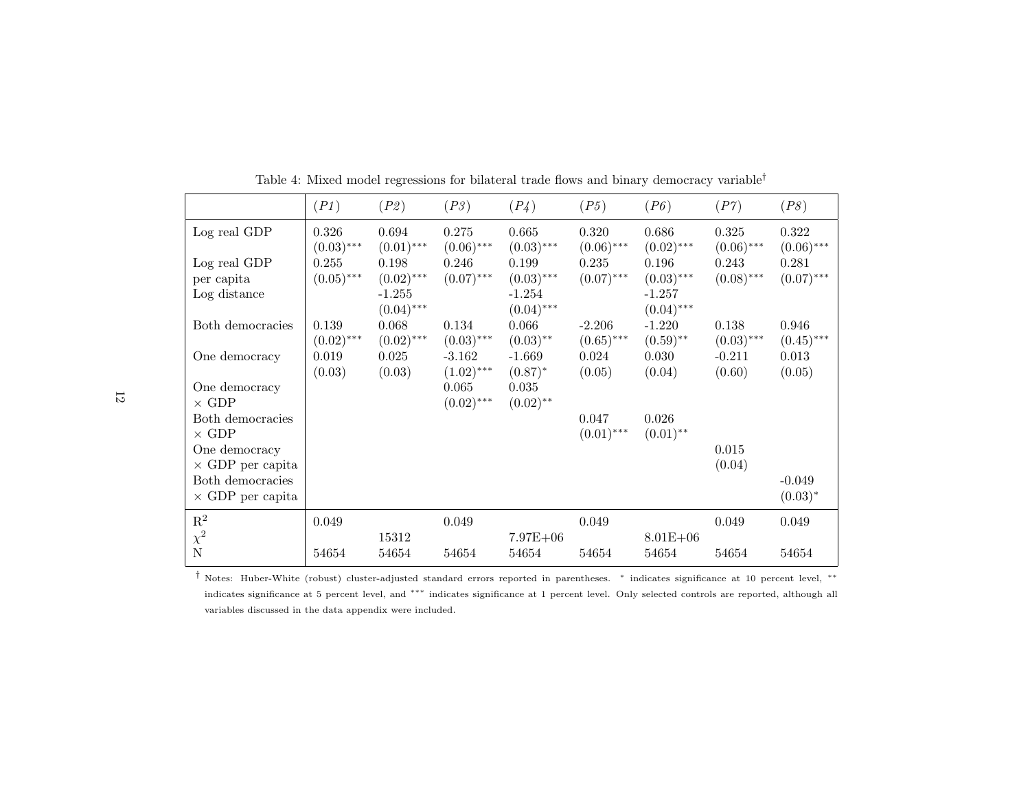Table 4: Mixed model regressions for bilateral trade flows and binary democracy variable[†]

| | (P1) | (P2) | (P3) | (P4) | (P5) | (P6) | (P7) | (P8) |
|---|---|---|---|---|---|---|---|---|
| Log real GDP | 0.326 | 0.694 | 0.275 | 0.665 | 0.320 | 0.686 | 0.325 | 0.322 |
| | (0.03)*** | (0.01)*** | (0.06)*** | (0.03)*** | (0.06)*** | (0.02)*** | (0.06)*** | (0.06)*** |
| Log real GDP per capita | 0.255 | 0.198 | 0.246 | 0.199 | 0.235 | 0.196 | 0.243 | 0.281 |
| | (0.05)*** | (0.02)*** | (0.07)*** | (0.03)*** | (0.07)*** | (0.03)*** | (0.08)*** | (0.07)*** |
| Log distance | | -1.255 | | -1.254 | | -1.257 | | |
| | | (0.04)*** | | (0.04)*** | | (0.04)*** | | |
| Both democracies | 0.139 | 0.068 | 0.134 | 0.066 | -2.206 | -1.220 | 0.138 | 0.946 |
| | (0.02)*** | (0.02)*** | (0.03)*** | (0.03)** | (0.65)*** | (0.59)** | (0.03)*** | (0.45)*** |
| One democracy | 0.019 | 0.025 | -3.162 | -1.669 | 0.024 | 0.030 | -0.211 | 0.013 |
| | (0.03) | (0.03) | (1.02)*** | (0.87)* | (0.05) | (0.04) | (0.60) | (0.05) |
| One democracy × GDP | | | 0.065 | 0.035 | | | | |
| | | | (0.02)*** | (0.02)** | | | | |
| Both democracies × GDP | | | | | 0.047 | 0.026 | | |
| | | | | | (0.01)*** | (0.01)** | | |
| One democracy × GDP per capita | | | | | | | 0.015 | |
| | | | | | | | (0.04) | |
| Both democracies × GDP per capita | | | | | | | | -0.049 |
| | | | | | | | | (0.03)* |
| $R^2$ | 0.049 | | 0.049 | | 0.049 | | 0.049 | 0.049 |
| $\chi^2$ | | 15312 | | 7.97E+06 | | 8.01E+06 | | |
| N | 54654 | 54654 | 54654 | 54654 | 54654 | 54654 | 54654 | 54654 |

[†] Notes: Huber-White (robust) cluster-adjusted standard errors reported in parentheses. * indicates significance at 10 percent level, ** indicates significance at 5 percent level, and *** indicates significance at 1 percent level. Only selected controls are reported, although all variables discussed in the data appendix were included.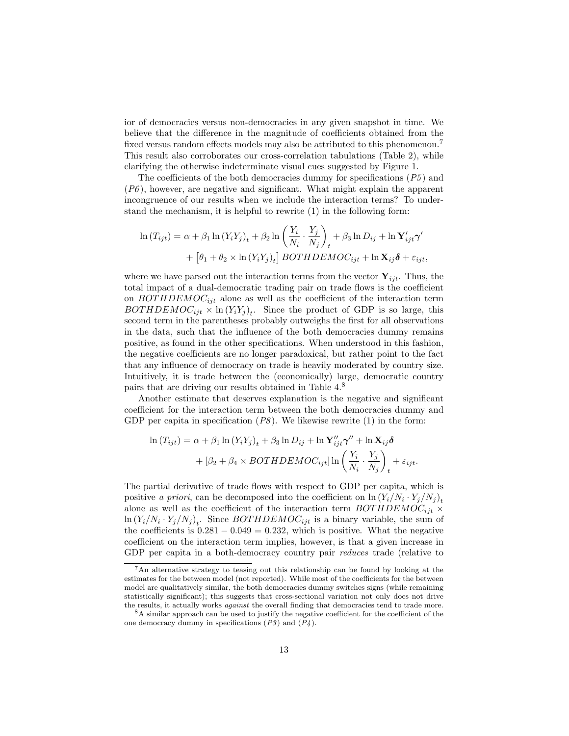ior of democracies versus non-democracies in any given snapshot in time. We believe that the difference in the magnitude of coefficients obtained from the fixed versus random effects models may also be attributed to this phenomenon.[7] This result also corroborates our cross-correlation tabulations (Table 2), while clarifying the otherwise indeterminate visual cues suggested by Figure 1.

The coefficients of the both democracies dummy for specifications (*P5*) and (*P6*), however, are negative and significant. What might explain the apparent incongruence of our results when we include the interaction terms? To understand the mechanism, it is helpful to rewrite (1) in the following form:

$$\ln(T_{ijt}) = \alpha + \beta_1 \ln(Y_i Y_j)_t + \beta_2 \ln\left(\frac{Y_i}{N_i} \cdot \frac{Y_j}{N_j}\right)_t + \beta_3 \ln D_{ij} + \ln \mathbf{Y}'_{ijt}\boldsymbol{\gamma}' + \left[\theta_1 + \theta_2 \times \ln(Y_i Y_j)_t\right] BOTHDEMOC_{ijt} + \ln \mathbf{X}_{ij}\boldsymbol{\delta} + \varepsilon_{ijt},$$

where we have parsed out the interaction terms from the vector $\mathbf{Y}_{ijt}$. Thus, the total impact of a dual-democratic trading pair on trade flows is the coefficient on $BOTHDEMOC_{ijt}$ alone as well as the coefficient of the interaction term $BOTHDEMOC_{ijt} \times \ln(Y_i Y_j)_t$. Since the product of GDP is so large, this second term in the parentheses probably outweighs the first for all observations in the data, such that the influence of the both democracies dummy remains positive, as found in the other specifications. When understood in this fashion, the negative coefficients are no longer paradoxical, but rather point to the fact that any influence of democracy on trade is heavily moderated by country size. Intuitively, it is trade between the (economically) large, democratic country pairs that are driving our results obtained in Table 4.[8]

Another estimate that deserves explanation is the negative and significant coefficient for the interaction term between the both democracies dummy and GDP per capita in specification (*P8*). We likewise rewrite (1) in the form:

$$\ln(T_{ijt}) = \alpha + \beta_1 \ln(Y_i Y_j)_t + \beta_3 \ln D_{ij} + \ln \mathbf{Y}''_{ijt}\boldsymbol{\gamma}'' + \ln \mathbf{X}_{ij}\boldsymbol{\delta} + \left[\beta_2 + \beta_4 \times BOTHDEMOC_{ijt}\right] \ln\left(\frac{Y_i}{N_i} \cdot \frac{Y_j}{N_j}\right)_t + \varepsilon_{ijt}.$$

The partial derivative of trade flows with respect to GDP per capita, which is positive *a priori*, can be decomposed into the coefficient on $\ln(Y_i/N_i \cdot Y_j/N_j)_t$ alone as well as the coefficient of the interaction term $BOTHDEMOC_{ijt} \times \ln(Y_i/N_i \cdot Y_j/N_j)_t$. Since $BOTHDEMOC_{ijt}$ is a binary variable, the sum of the coefficients is $0.281 - 0.049 = 0.232$, which is positive. What the negative coefficient on the interaction term implies, however, is that a given increase in GDP per capita in a both-democracy country pair *reduces* trade (relative to

[7] An alternative strategy to teasing out this relationship can be found by looking at the estimates for the between model (not reported). While most of the coefficients for the between model are qualitatively similar, the both democracies dummy switches signs (while remaining statistically significant); this suggests that cross-sectional variation not only does not drive the results, it actually works *against* the overall finding that democracies tend to trade more.

[8] A similar approach can be used to justify the negative coefficient for the coefficient of the one democracy dummy in specifications (*P3*) and (*P4*).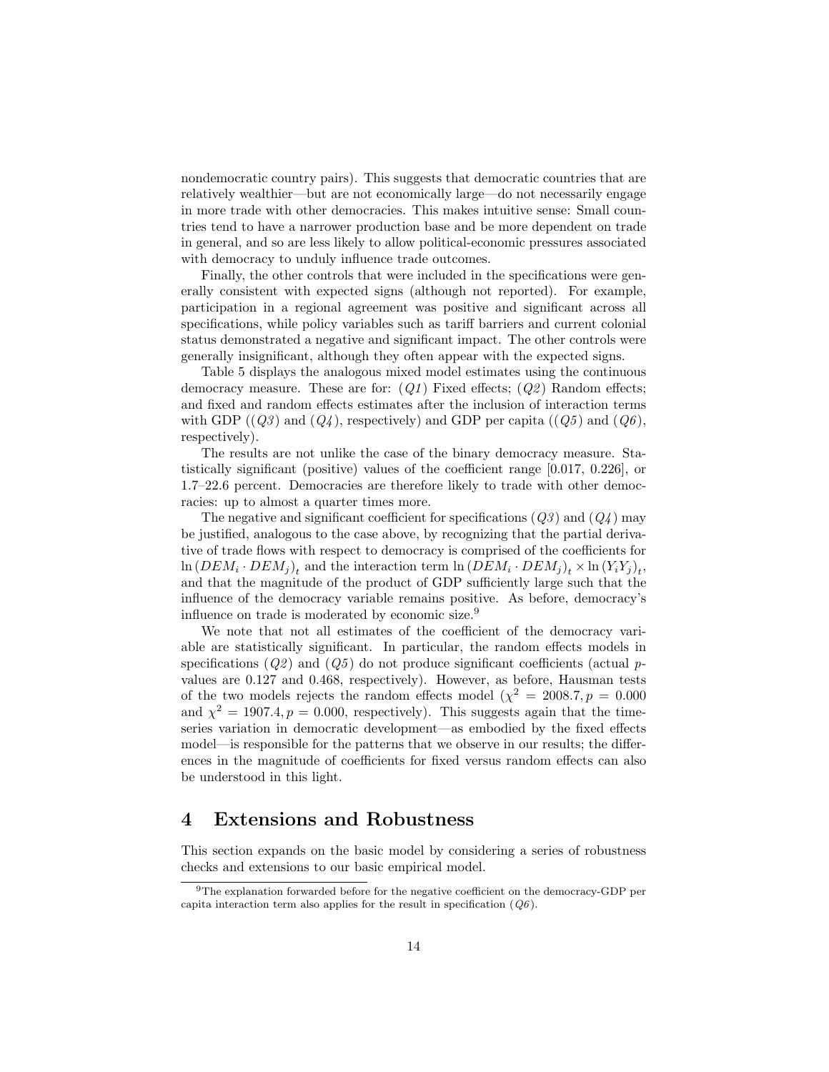nondemocratic country pairs). This suggests that democratic countries that are relatively wealthier—but are not economically large—do not necessarily engage in more trade with other democracies. This makes intuitive sense: Small countries tend to have a narrower production base and be more dependent on trade in general, and so are less likely to allow political-economic pressures associated with democracy to unduly influence trade outcomes.

Finally, the other controls that were included in the specifications were generally consistent with expected signs (although not reported). For example, participation in a regional agreement was positive and significant across all specifications, while policy variables such as tariff barriers and current colonial status demonstrated a negative and significant impact. The other controls were generally insignificant, although they often appear with the expected signs.

Table 5 displays the analogous mixed model estimates using the continuous democracy measure. These are for: (*Q1*) Fixed effects; (*Q2*) Random effects; and fixed and random effects estimates after the inclusion of interaction terms with GDP ((*Q3*) and (*Q4*), respectively) and GDP per capita ((*Q5*) and (*Q6*), respectively).

The results are not unlike the case of the binary democracy measure. Statistically significant (positive) values of the coefficient range [0.017, 0.226], or 1.7–22.6 percent. Democracies are therefore likely to trade with other democracies: up to almost a quarter times more.

The negative and significant coefficient for specifications (*Q3*) and (*Q4*) may be justified, analogous to the case above, by recognizing that the partial derivative of trade flows with respect to democracy is comprised of the coefficients for $\ln\left(DEM_i \cdot DEM_j\right)_t$ and the interaction term $\ln\left(DEM_i \cdot DEM_j\right)_t \times \ln\left(Y_iY_j\right)_t$, and that the magnitude of the product of GDP sufficiently large such that the influence of the democracy variable remains positive. As before, democracy's influence on trade is moderated by economic size.[9]

We note that not all estimates of the coefficient of the democracy variable are statistically significant. In particular, the random effects models in specifications (*Q2*) and (*Q5*) do not produce significant coefficients (actual $p$-values are 0.127 and 0.468, respectively). However, as before, Hausman tests of the two models rejects the random effects model ($\chi^2 = 2008.7, p = 0.000$ and $\chi^2 = 1907.4, p = 0.000$, respectively). This suggests again that the time-series variation in democratic development—as embodied by the fixed effects model—is responsible for the patterns that we observe in our results; the differences in the magnitude of coefficients for fixed versus random effects can also be understood in this light.

# 4 Extensions and Robustness

This section expands on the basic model by considering a series of robustness checks and extensions to our basic empirical model.

[9] The explanation forwarded before for the negative coefficient on the democracy-GDP per capita interaction term also applies for the result in specification (*Q6*).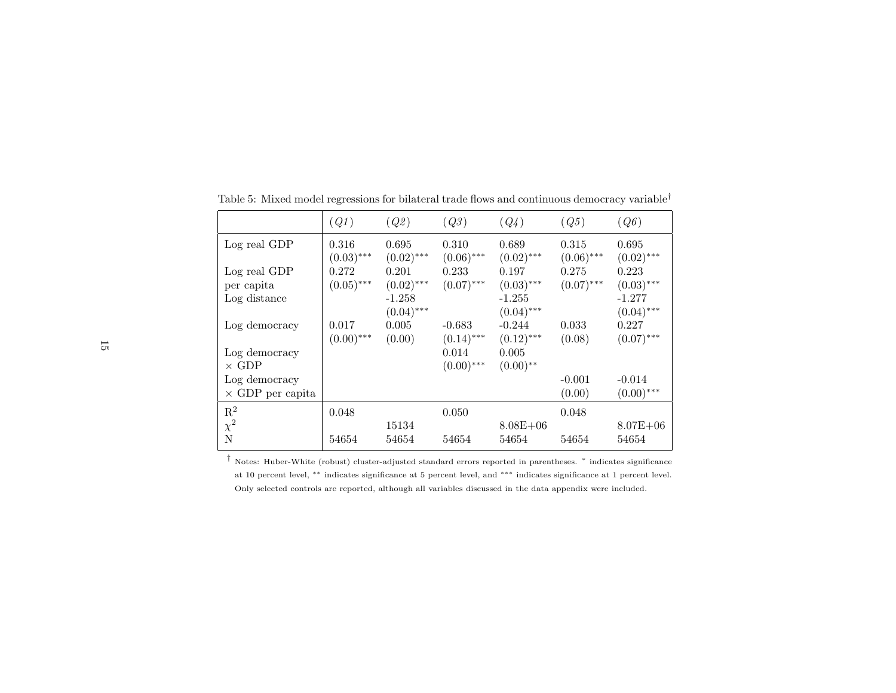Table 5: Mixed model regressions for bilateral trade flows and continuous democracy variable[†]

| | *(Q1)* | *(Q2)* | *(Q3)* | *(Q4)* | *(Q5)* | *(Q6)* |
|---|---|---|---|---|---|---|
| Log real GDP | 0.316 | 0.695 | 0.310 | 0.689 | 0.315 | 0.695 |
| | (0.03)*** | (0.02)*** | (0.06)*** | (0.02)*** | (0.06)*** | (0.02)*** |
| Log real GDP per capita | 0.272 | 0.201 | 0.233 | 0.197 | 0.275 | 0.223 |
| | (0.05)*** | (0.02)*** | (0.07)*** | (0.03)*** | (0.07)*** | (0.03)*** |
| Log distance | | -1.258 | | -1.255 | | -1.277 |
| | | (0.04)*** | | (0.04)*** | | (0.04)*** |
| Log democracy | 0.017 | 0.005 | -0.683 | -0.244 | 0.033 | 0.227 |
| | (0.00)*** | (0.00) | (0.14)*** | (0.12)*** | (0.08) | (0.07)*** |
| Log democracy × GDP | | | 0.014 | 0.005 | | |
| | | | (0.00)*** | (0.00)** | | |
| Log democracy × GDP per capita | | | | | -0.001 | -0.014 |
| | | | | | (0.00) | (0.00)*** |
| $R^2$ | 0.048 | | 0.050 | | 0.048 | |
| $\chi^2$ | | 15134 | | 8.08E+06 | | 8.07E+06 |
| N | 54654 | 54654 | 54654 | 54654 | 54654 | 54654 |

[†] Notes: Huber-White (robust) cluster-adjusted standard errors reported in parentheses. * indicates significance at 10 percent level, ** indicates significance at 5 percent level, and *** indicates significance at 1 percent level. Only selected controls are reported, although all variables discussed in the data appendix were included.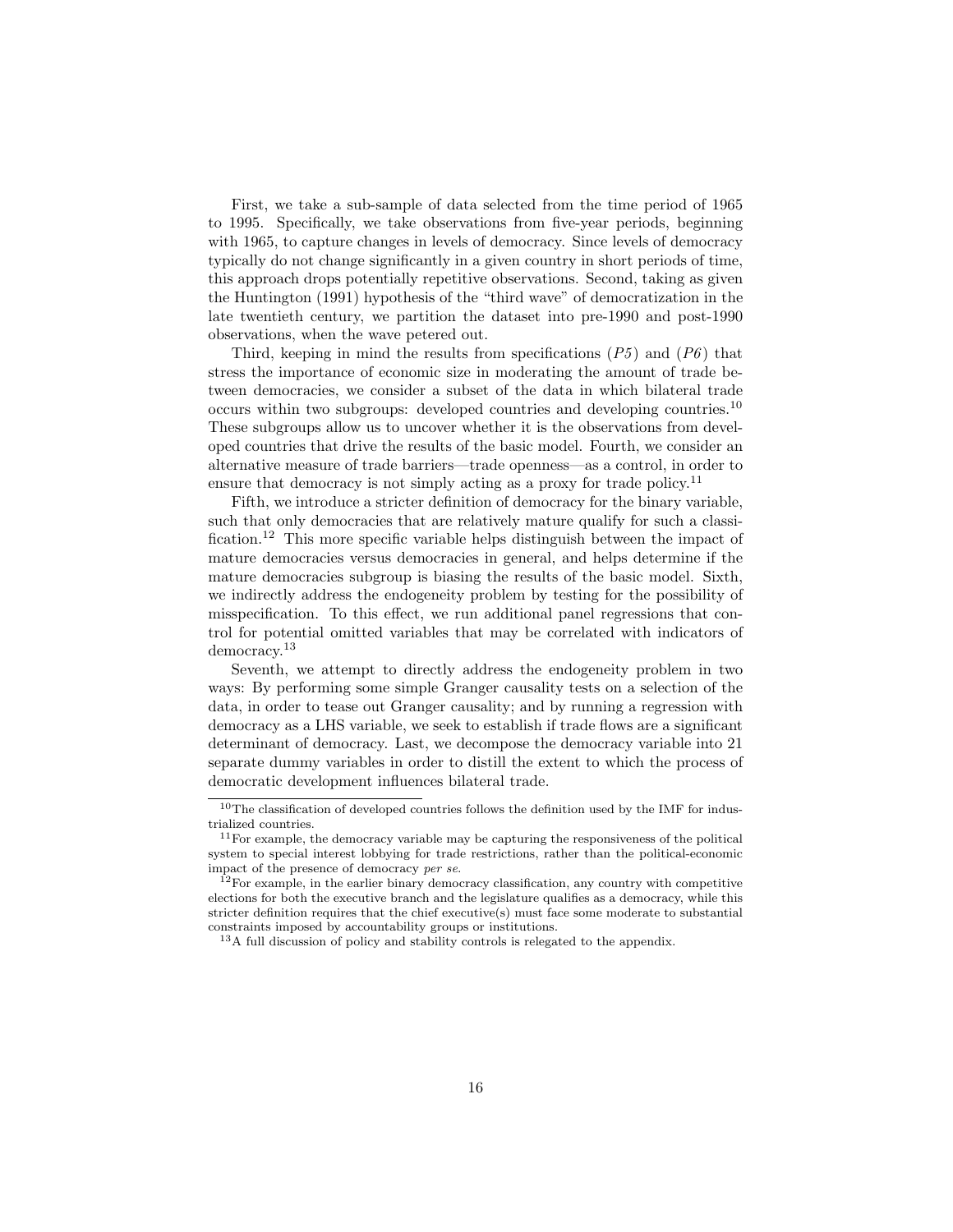First, we take a sub-sample of data selected from the time period of 1965 to 1995. Specifically, we take observations from five-year periods, beginning with 1965, to capture changes in levels of democracy. Since levels of democracy typically do not change significantly in a given country in short periods of time, this approach drops potentially repetitive observations. Second, taking as given the Huntington (1991) hypothesis of the "third wave" of democratization in the late twentieth century, we partition the dataset into pre-1990 and post-1990 observations, when the wave petered out.

Third, keeping in mind the results from specifications (*P5*) and (*P6*) that stress the importance of economic size in moderating the amount of trade between democracies, we consider a subset of the data in which bilateral trade occurs within two subgroups: developed countries and developing countries.[10] These subgroups allow us to uncover whether it is the observations from developed countries that drive the results of the basic model. Fourth, we consider an alternative measure of trade barriers—trade openness—as a control, in order to ensure that democracy is not simply acting as a proxy for trade policy.[11]

Fifth, we introduce a stricter definition of democracy for the binary variable, such that only democracies that are relatively mature qualify for such a classification.[12] This more specific variable helps distinguish between the impact of mature democracies versus democracies in general, and helps determine if the mature democracies subgroup is biasing the results of the basic model. Sixth, we indirectly address the endogeneity problem by testing for the possibility of misspecification. To this effect, we run additional panel regressions that control for potential omitted variables that may be correlated with indicators of democracy.[13]

Seventh, we attempt to directly address the endogeneity problem in two ways: By performing some simple Granger causality tests on a selection of the data, in order to tease out Granger causality; and by running a regression with democracy as a LHS variable, we seek to establish if trade flows are a significant determinant of democracy. Last, we decompose the democracy variable into 21 separate dummy variables in order to distill the extent to which the process of democratic development influences bilateral trade.

[10]The classification of developed countries follows the definition used by the IMF for industrialized countries.

[11]For example, the democracy variable may be capturing the responsiveness of the political system to special interest lobbying for trade restrictions, rather than the political-economic impact of the presence of democracy *per se*.

[12]For example, in the earlier binary democracy classification, any country with competitive elections for both the executive branch and the legislature qualifies as a democracy, while this stricter definition requires that the chief executive(s) must face some moderate to substantial constraints imposed by accountability groups or institutions.

[13]A full discussion of policy and stability controls is relegated to the appendix.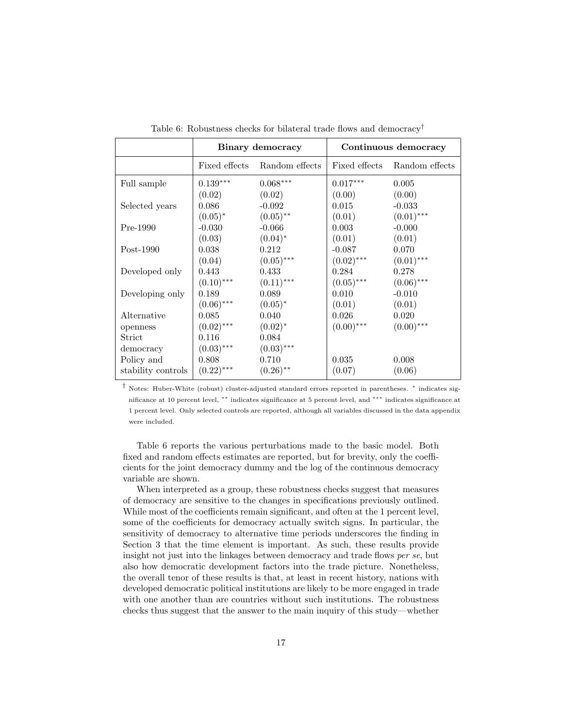Table 6: Robustness checks for bilateral trade flows and democracy[†]

| | **Binary democracy** | | **Continuous democracy** | |
|---|---|---|---|---|
| | Fixed effects | Random effects | Fixed effects | Random effects |
| Full sample | 0.139*** | 0.068*** | 0.017*** | 0.005 |
| | (0.02) | (0.02) | (0.00) | (0.00) |
| Selected years | 0.086 | -0.092 | 0.015 | -0.033 |
| | (0.05)* | (0.05)** | (0.01) | (0.01)*** |
| Pre-1990 | -0.030 | -0.066 | 0.003 | -0.000 |
| | (0.03) | (0.04)* | (0.01) | (0.01) |
| Post-1990 | 0.038 | 0.212 | -0.087 | 0.070 |
| | (0.04) | (0.05)*** | (0.02)*** | (0.01)*** |
| Developed only | 0.443 | 0.433 | 0.284 | 0.278 |
| | (0.10)*** | (0.11)*** | (0.05)*** | (0.06)*** |
| Developing only | 0.189 | 0.089 | 0.010 | -0.010 |
| | (0.06)*** | (0.05)* | (0.01) | (0.01) |
| Alternative openness | 0.085 | 0.040 | 0.026 | 0.020 |
| | (0.02)*** | (0.02)* | (0.00)*** | (0.00)*** |
| Strict democracy | 0.116 | 0.084 | | |
| | (0.03)*** | (0.03)*** | | |
| Policy and stability controls | 0.808 | 0.710 | 0.035 | 0.008 |
| | (0.22)*** | (0.26)** | (0.07) | (0.06) |

[†] Notes: Huber-White (robust) cluster-adjusted standard errors reported in parentheses. * indicates significance at 10 percent level, ** indicates significance at 5 percent level, and *** indicates significance at 1 percent level. Only selected controls are reported, although all variables discussed in the data appendix were included.

Table 6 reports the various perturbations made to the basic model. Both fixed and random effects estimates are reported, but for brevity, only the coefficients for the joint democracy dummy and the log of the continuous democracy variable are shown.

When interpreted as a group, these robustness checks suggest that measures of democracy are sensitive to the changes in specifications previously outlined. While most of the coefficients remain significant, and often at the 1 percent level, some of the coefficients for democracy actually switch signs. In particular, the sensitivity of democracy to alternative time periods underscores the finding in Section 3 that the time element is important. As such, these results provide insight not just into the linkages between democracy and trade flows *per se*, but also how democratic development factors into the trade picture. Nonetheless, the overall tenor of these results is that, at least in recent history, nations with developed democratic political institutions are likely to be more engaged in trade with one another than are countries without such institutions. The robustness checks thus suggest that the answer to the main inquiry of this study—whether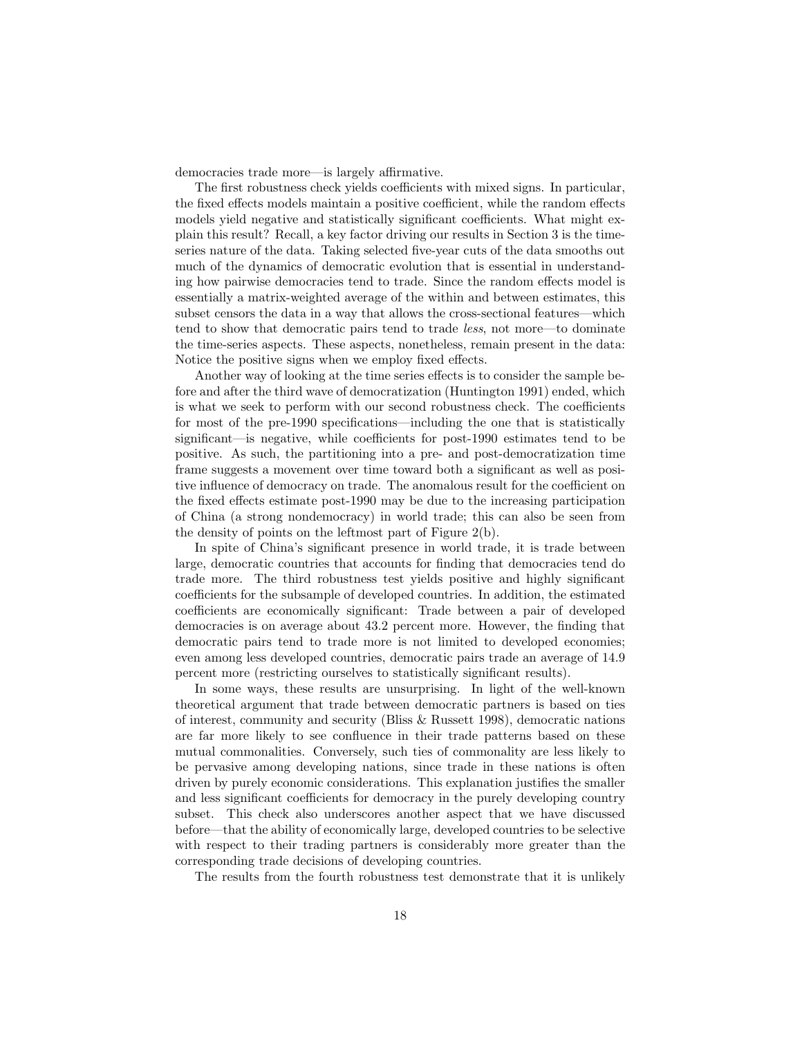democracies trade more—is largely affirmative.

The first robustness check yields coefficients with mixed signs. In particular, the fixed effects models maintain a positive coefficient, while the random effects models yield negative and statistically significant coefficients. What might explain this result? Recall, a key factor driving our results in Section 3 is the time-series nature of the data. Taking selected five-year cuts of the data smooths out much of the dynamics of democratic evolution that is essential in understanding how pairwise democracies tend to trade. Since the random effects model is essentially a matrix-weighted average of the within and between estimates, this subset censors the data in a way that allows the cross-sectional features—which tend to show that democratic pairs tend to trade *less*, not more—to dominate the time-series aspects. These aspects, nonetheless, remain present in the data: Notice the positive signs when we employ fixed effects.

Another way of looking at the time series effects is to consider the sample before and after the third wave of democratization (Huntington 1991) ended, which is what we seek to perform with our second robustness check. The coefficients for most of the pre-1990 specifications—including the one that is statistically significant—is negative, while coefficients for post-1990 estimates tend to be positive. As such, the partitioning into a pre- and post-democratization time frame suggests a movement over time toward both a significant as well as positive influence of democracy on trade. The anomalous result for the coefficient on the fixed effects estimate post-1990 may be due to the increasing participation of China (a strong nondemocracy) in world trade; this can also be seen from the density of points on the leftmost part of Figure 2(b).

In spite of China's significant presence in world trade, it is trade between large, democratic countries that accounts for finding that democracies tend do trade more. The third robustness test yields positive and highly significant coefficients for the subsample of developed countries. In addition, the estimated coefficients are economically significant: Trade between a pair of developed democracies is on average about 43.2 percent more. However, the finding that democratic pairs tend to trade more is not limited to developed economies; even among less developed countries, democratic pairs trade an average of 14.9 percent more (restricting ourselves to statistically significant results).

In some ways, these results are unsurprising. In light of the well-known theoretical argument that trade between democratic partners is based on ties of interest, community and security (Bliss & Russett 1998), democratic nations are far more likely to see confluence in their trade patterns based on these mutual commonalities. Conversely, such ties of commonality are less likely to be pervasive among developing nations, since trade in these nations is often driven by purely economic considerations. This explanation justifies the smaller and less significant coefficients for democracy in the purely developing country subset. This check also underscores another aspect that we have discussed before—that the ability of economically large, developed countries to be selective with respect to their trading partners is considerably more greater than the corresponding trade decisions of developing countries.

The results from the fourth robustness test demonstrate that it is unlikely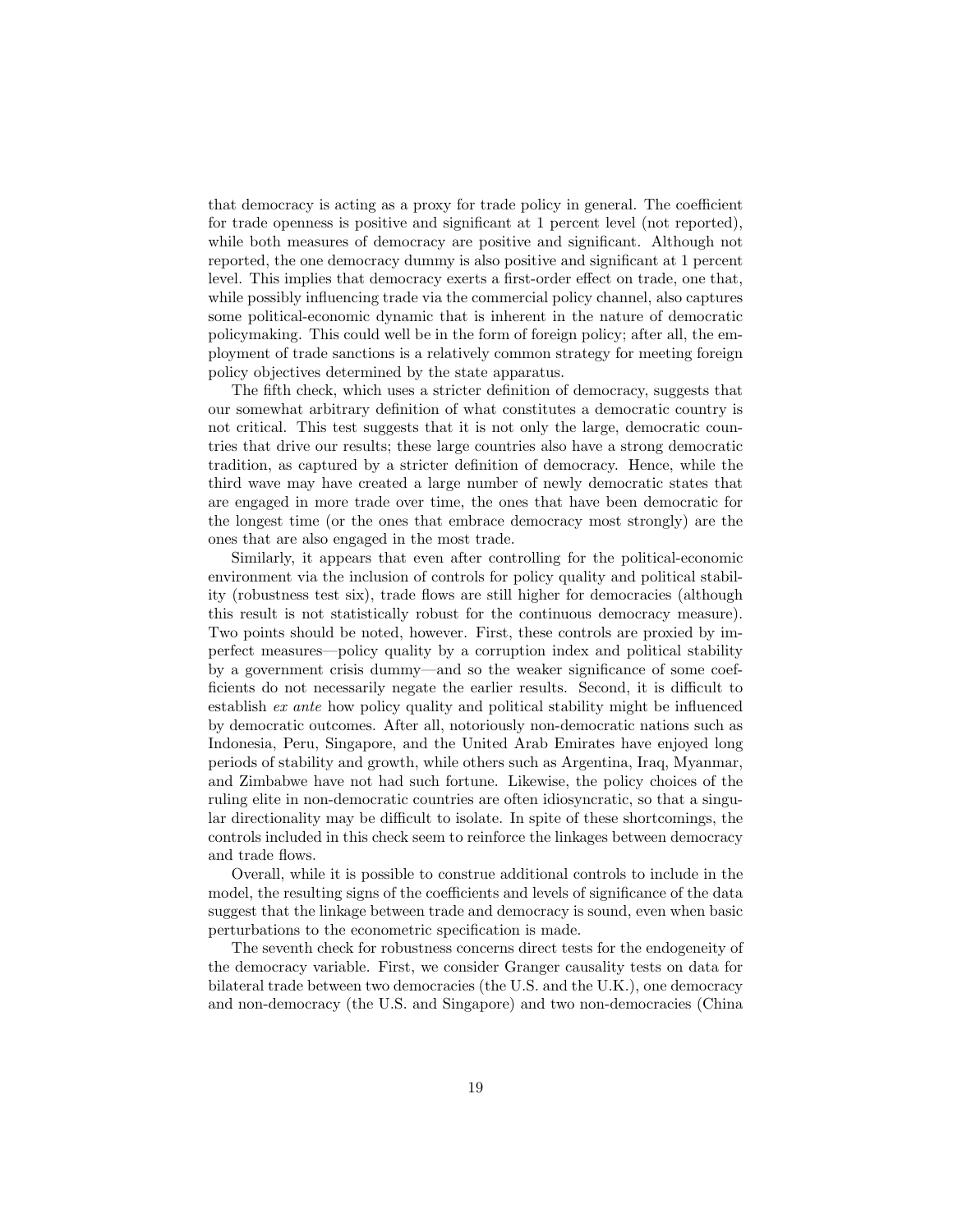that democracy is acting as a proxy for trade policy in general. The coefficient for trade openness is positive and significant at 1 percent level (not reported), while both measures of democracy are positive and significant. Although not reported, the one democracy dummy is also positive and significant at 1 percent level. This implies that democracy exerts a first-order effect on trade, one that, while possibly influencing trade via the commercial policy channel, also captures some political-economic dynamic that is inherent in the nature of democratic policymaking. This could well be in the form of foreign policy; after all, the employment of trade sanctions is a relatively common strategy for meeting foreign policy objectives determined by the state apparatus.

The fifth check, which uses a stricter definition of democracy, suggests that our somewhat arbitrary definition of what constitutes a democratic country is not critical. This test suggests that it is not only the large, democratic countries that drive our results; these large countries also have a strong democratic tradition, as captured by a stricter definition of democracy. Hence, while the third wave may have created a large number of newly democratic states that are engaged in more trade over time, the ones that have been democratic for the longest time (or the ones that embrace democracy most strongly) are the ones that are also engaged in the most trade.

Similarly, it appears that even after controlling for the political-economic environment via the inclusion of controls for policy quality and political stability (robustness test six), trade flows are still higher for democracies (although this result is not statistically robust for the continuous democracy measure). Two points should be noted, however. First, these controls are proxied by imperfect measures—policy quality by a corruption index and political stability by a government crisis dummy—and so the weaker significance of some coefficients do not necessarily negate the earlier results. Second, it is difficult to establish *ex ante* how policy quality and political stability might be influenced by democratic outcomes. After all, notoriously non-democratic nations such as Indonesia, Peru, Singapore, and the United Arab Emirates have enjoyed long periods of stability and growth, while others such as Argentina, Iraq, Myanmar, and Zimbabwe have not had such fortune. Likewise, the policy choices of the ruling elite in non-democratic countries are often idiosyncratic, so that a singular directionality may be difficult to isolate. In spite of these shortcomings, the controls included in this check seem to reinforce the linkages between democracy and trade flows.

Overall, while it is possible to construe additional controls to include in the model, the resulting signs of the coefficients and levels of significance of the data suggest that the linkage between trade and democracy is sound, even when basic perturbations to the econometric specification is made.

The seventh check for robustness concerns direct tests for the endogeneity of the democracy variable. First, we consider Granger causality tests on data for bilateral trade between two democracies (the U.S. and the U.K.), one democracy and non-democracy (the U.S. and Singapore) and two non-democracies (China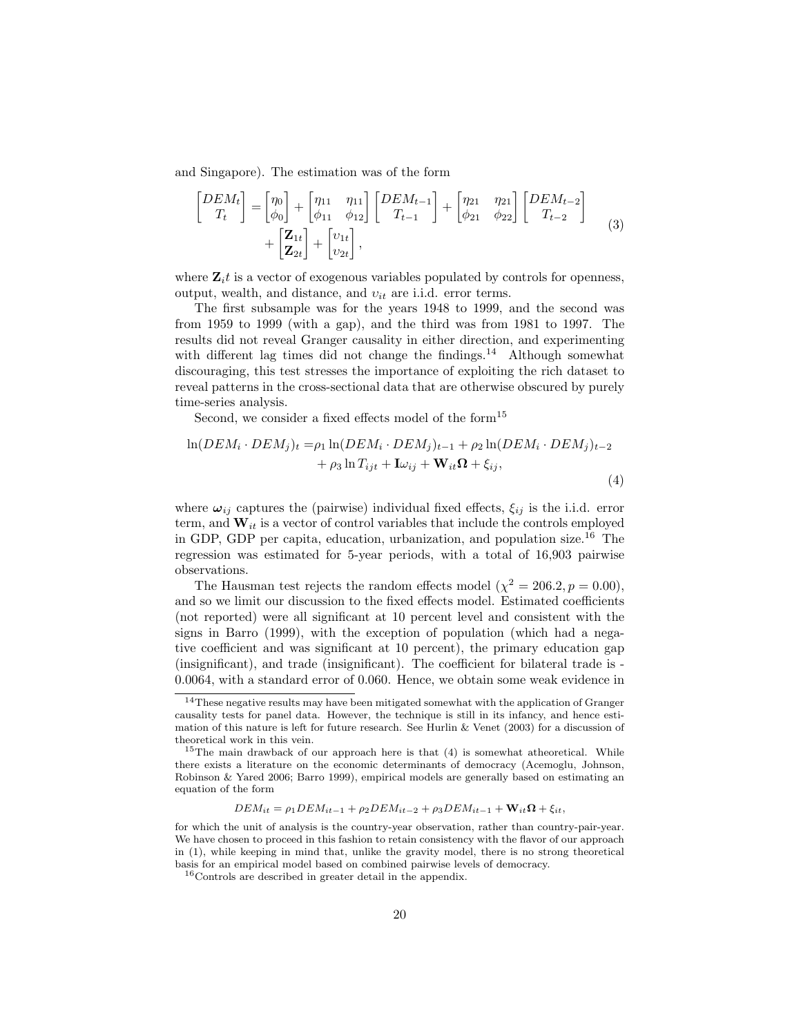and Singapore). The estimation was of the form

$$
\begin{bmatrix} DEM_t \\ T_t \end{bmatrix} = \begin{bmatrix} \eta_0 \\ \phi_0 \end{bmatrix} + \begin{bmatrix} \eta_{11} & \eta_{11} \\ \phi_{11} & \phi_{12} \end{bmatrix} \begin{bmatrix} DEM_{t-1} \\ T_{t-1} \end{bmatrix} + \begin{bmatrix} \eta_{21} & \eta_{21} \\ \phi_{21} & \phi_{22} \end{bmatrix} \begin{bmatrix} DEM_{t-2} \\ T_{t-2} \end{bmatrix} + \begin{bmatrix} \mathbf{Z}_{1t} \\ \mathbf{Z}_{2t} \end{bmatrix} + \begin{bmatrix} \upsilon_{1t} \\ \upsilon_{2t} \end{bmatrix}, \tag{3}
$$

where $\mathbf{Z}_i t$ is a vector of exogenous variables populated by controls for openness, output, wealth, and distance, and $\upsilon_{it}$ are i.i.d. error terms.

The first subsample was for the years 1948 to 1999, and the second was from 1959 to 1999 (with a gap), and the third was from 1981 to 1997. The results did not reveal Granger causality in either direction, and experimenting with different lag times did not change the findings.[14] Although somewhat discouraging, this test stresses the importance of exploiting the rich dataset to reveal patterns in the cross-sectional data that are otherwise obscured by purely time-series analysis.

Second, we consider a fixed effects model of the form[15]

$$
\begin{aligned}
\ln(DEM_i \cdot DEM_j)_t =& \rho_1 \ln(DEM_i \cdot DEM_j)_{t-1} + \rho_2 \ln(DEM_i \cdot DEM_j)_{t-2} \\
&+ \rho_3 \ln T_{ijt} + \mathbf{I}\omega_{ij} + \mathbf{W}_{it}\mathbf{\Omega} + \xi_{ij},
\end{aligned} \tag{4}
$$

where $\boldsymbol{\omega}_{ij}$ captures the (pairwise) individual fixed effects, $\xi_{ij}$ is the i.i.d. error term, and $\mathbf{W}_{it}$ is a vector of control variables that include the controls employed in GDP, GDP per capita, education, urbanization, and population size.[16] The regression was estimated for 5-year periods, with a total of 16,903 pairwise observations.

The Hausman test rejects the random effects model ($\chi^2 = 206.2, p = 0.00$), and so we limit our discussion to the fixed effects model. Estimated coefficients (not reported) were all significant at 10 percent level and consistent with the signs in Barro (1999), with the exception of population (which had a negative coefficient and was significant at 10 percent), the primary education gap (insignificant), and trade (insignificant). The coefficient for bilateral trade is -0.0064, with a standard error of 0.060. Hence, we obtain some weak evidence in

---

[14] These negative results may have been mitigated somewhat with the application of Granger causality tests for panel data. However, the technique is still in its infancy, and hence estimation of this nature is left for future research. See Hurlin & Venet (2003) for a discussion of theoretical work in this vein.

[15] The main drawback of our approach here is that (4) is somewhat atheoretical. While there exists a literature on the economic determinants of democracy (Acemoglu, Johnson, Robinson & Yared 2006; Barro 1999), empirical models are generally based on estimating an equation of the form

$$
DEM_{it} = \rho_1 DEM_{it-1} + \rho_2 DEM_{it-2} + \rho_3 DEM_{it-1} + \mathbf{W}_{it}\mathbf{\Omega} + \xi_{it},
$$

for which the unit of analysis is the country-year observation, rather than country-pair-year. We have chosen to proceed in this fashion to retain consistency with the flavor of our approach in (1), while keeping in mind that, unlike the gravity model, there is no strong theoretical basis for an empirical model based on combined pairwise levels of democracy.

[16] Controls are described in greater detail in the appendix.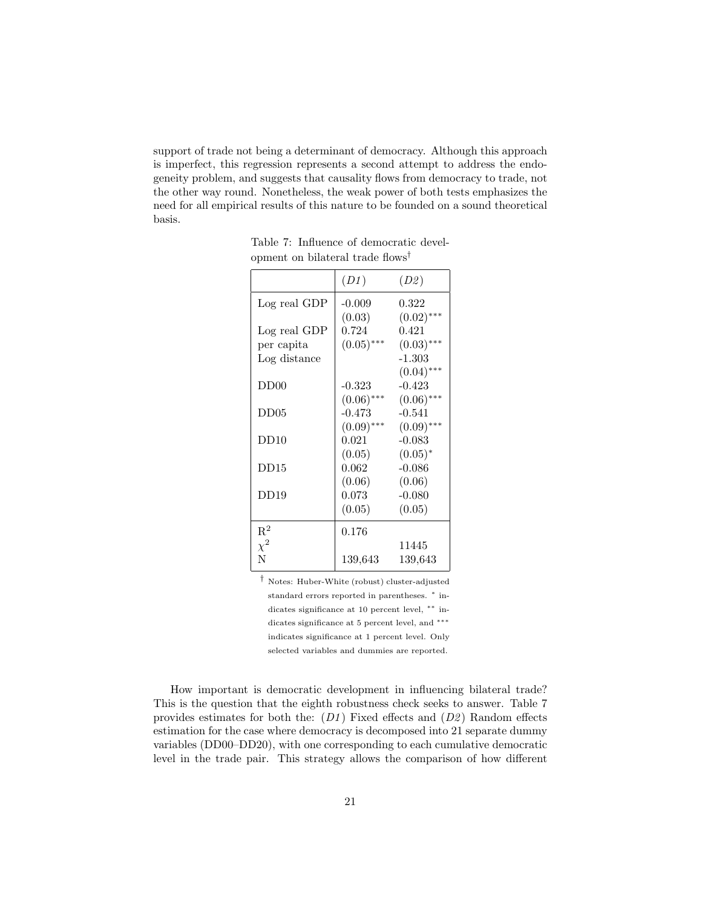support of trade not being a determinant of democracy. Although this approach is imperfect, this regression represents a second attempt to address the endogeneity problem, and suggests that causality flows from democracy to trade, not the other way round. Nonetheless, the weak power of both tests emphasizes the need for all empirical results of this nature to be founded on a sound theoretical basis.

Table 7: Influence of democratic development on bilateral trade flows†

| | (*D1*) | (*D2*) |
|---|---|---|
| Log real GDP | -0.009 | 0.322 |
| | (0.03) | $(0.02)^{***}$ |
| Log real GDP per capita | 0.724 | 0.421 |
| | $(0.05)^{***}$ | $(0.03)^{***}$ |
| Log distance | | -1.303 |
| | | $(0.04)^{***}$ |
| DD00 | -0.323 | -0.423 |
| | $(0.06)^{***}$ | $(0.06)^{***}$ |
| DD05 | -0.473 | -0.541 |
| | $(0.09)^{***}$ | $(0.09)^{***}$ |
| DD10 | 0.021 | -0.083 |
| | (0.05) | $(0.05)^{*}$ |
| DD15 | 0.062 | -0.086 |
| | (0.06) | (0.06) |
| DD19 | 0.073 | -0.080 |
| | (0.05) | (0.05) |
| $R^2$ | 0.176 | |
| $\chi^2$ | | 11445 |
| N | 139,643 | 139,643 |

† Notes: Huber-White (robust) cluster-adjusted standard errors reported in parentheses. * indicates significance at 10 percent level, ** indicates significance at 5 percent level, and *** indicates significance at 1 percent level. Only selected variables and dummies are reported.

How important is democratic development in influencing bilateral trade? This is the question that the eighth robustness check seeks to answer. Table 7 provides estimates for both the: (*D1*) Fixed effects and (*D2*) Random effects estimation for the case where democracy is decomposed into 21 separate dummy variables (DD00–DD20), with one corresponding to each cumulative democratic level in the trade pair. This strategy allows the comparison of how different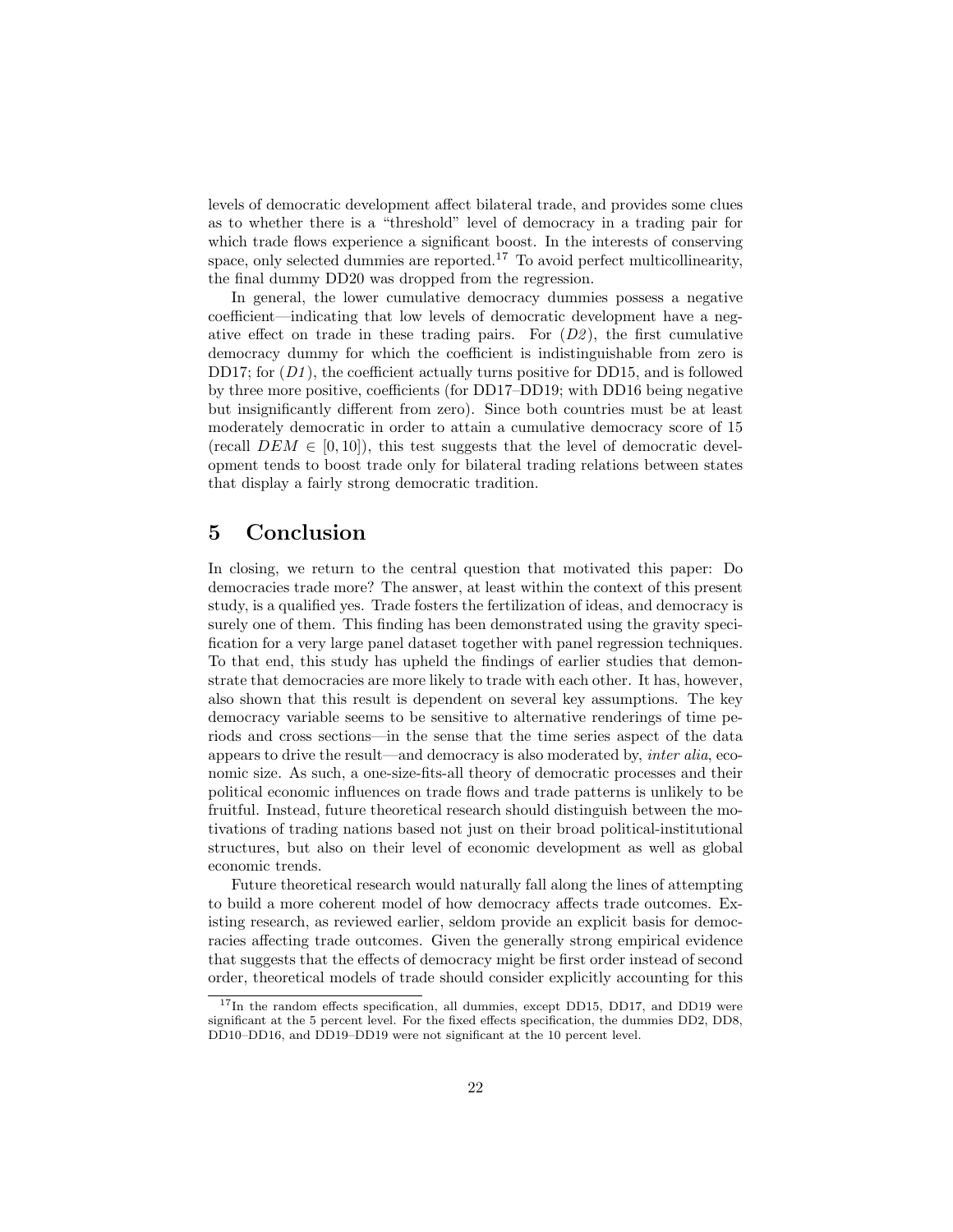levels of democratic development affect bilateral trade, and provides some clues as to whether there is a "threshold" level of democracy in a trading pair for which trade flows experience a significant boost. In the interests of conserving space, only selected dummies are reported.[17] To avoid perfect multicollinearity, the final dummy DD20 was dropped from the regression.

In general, the lower cumulative democracy dummies possess a negative coefficient—indicating that low levels of democratic development have a negative effect on trade in these trading pairs. For (*D2*), the first cumulative democracy dummy for which the coefficient is indistinguishable from zero is DD17; for (*D1*), the coefficient actually turns positive for DD15, and is followed by three more positive, coefficients (for DD17–DD19; with DD16 being negative but insignificantly different from zero). Since both countries must be at least moderately democratic in order to attain a cumulative democracy score of 15 (recall $DEM \in [0, 10]$), this test suggests that the level of democratic development tends to boost trade only for bilateral trading relations between states that display a fairly strong democratic tradition.

# 5 Conclusion

In closing, we return to the central question that motivated this paper: Do democracies trade more? The answer, at least within the context of this present study, is a qualified yes. Trade fosters the fertilization of ideas, and democracy is surely one of them. This finding has been demonstrated using the gravity specification for a very large panel dataset together with panel regression techniques. To that end, this study has upheld the findings of earlier studies that demonstrate that democracies are more likely to trade with each other. It has, however, also shown that this result is dependent on several key assumptions. The key democracy variable seems to be sensitive to alternative renderings of time periods and cross sections—in the sense that the time series aspect of the data appears to drive the result—and democracy is also moderated by, *inter alia*, economic size. As such, a one-size-fits-all theory of democratic processes and their political economic influences on trade flows and trade patterns is unlikely to be fruitful. Instead, future theoretical research should distinguish between the motivations of trading nations based not just on their broad political-institutional structures, but also on their level of economic development as well as global economic trends.

Future theoretical research would naturally fall along the lines of attempting to build a more coherent model of how democracy affects trade outcomes. Existing research, as reviewed earlier, seldom provide an explicit basis for democracies affecting trade outcomes. Given the generally strong empirical evidence that suggests that the effects of democracy might be first order instead of second order, theoretical models of trade should consider explicitly accounting for this

[17] In the random effects specification, all dummies, except DD15, DD17, and DD19 were significant at the 5 percent level. For the fixed effects specification, the dummies DD2, DD8, DD10–DD16, and DD19–DD19 were not significant at the 10 percent level.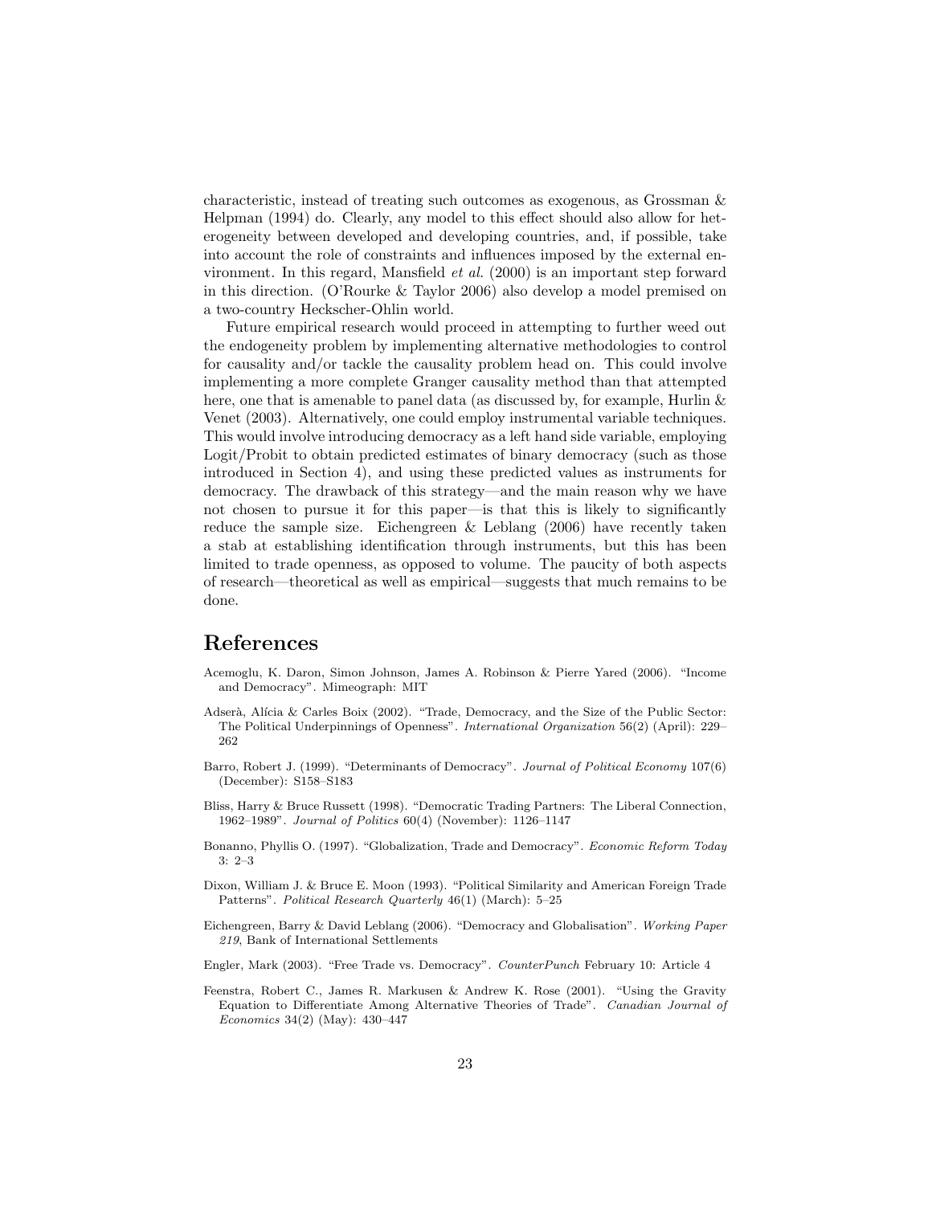characteristic, instead of treating such outcomes as exogenous, as Grossman & Helpman (1994) do. Clearly, any model to this effect should also allow for heterogeneity between developed and developing countries, and, if possible, take into account the role of constraints and influences imposed by the external environment. In this regard, Mansfield *et al.* (2000) is an important step forward in this direction. (O'Rourke & Taylor 2006) also develop a model premised on a two-country Heckscher-Ohlin world.

Future empirical research would proceed in attempting to further weed out the endogeneity problem by implementing alternative methodologies to control for causality and/or tackle the causality problem head on. This could involve implementing a more complete Granger causality method than that attempted here, one that is amenable to panel data (as discussed by, for example, Hurlin & Venet (2003). Alternatively, one could employ instrumental variable techniques. This would involve introducing democracy as a left hand side variable, employing Logit/Probit to obtain predicted estimates of binary democracy (such as those introduced in Section 4), and using these predicted values as instruments for democracy. The drawback of this strategy—and the main reason why we have not chosen to pursue it for this paper—is that this is likely to significantly reduce the sample size. Eichengreen & Leblang (2006) have recently taken a stab at establishing identification through instruments, but this has been limited to trade openness, as opposed to volume. The paucity of both aspects of research—theoretical as well as empirical—suggests that much remains to be done.

# References

Acemoglu, K. Daron, Simon Johnson, James A. Robinson & Pierre Yared (2006). "Income and Democracy". Mimeograph: MIT

Adserà, Alícia & Carles Boix (2002). "Trade, Democracy, and the Size of the Public Sector: The Political Underpinnings of Openness". *International Organization* 56(2) (April): 229–262

Barro, Robert J. (1999). "Determinants of Democracy". *Journal of Political Economy* 107(6) (December): S158–S183

Bliss, Harry & Bruce Russett (1998). "Democratic Trading Partners: The Liberal Connection, 1962–1989". *Journal of Politics* 60(4) (November): 1126–1147

Bonanno, Phyllis O. (1997). "Globalization, Trade and Democracy". *Economic Reform Today* 3: 2–3

Dixon, William J. & Bruce E. Moon (1993). "Political Similarity and American Foreign Trade Patterns". *Political Research Quarterly* 46(1) (March): 5–25

Eichengreen, Barry & David Leblang (2006). "Democracy and Globalisation". *Working Paper 219*, Bank of International Settlements

Engler, Mark (2003). "Free Trade vs. Democracy". *CounterPunch* February 10: Article 4

Feenstra, Robert C., James R. Markusen & Andrew K. Rose (2001). "Using the Gravity Equation to Differentiate Among Alternative Theories of Trade". *Canadian Journal of Economics* 34(2) (May): 430–447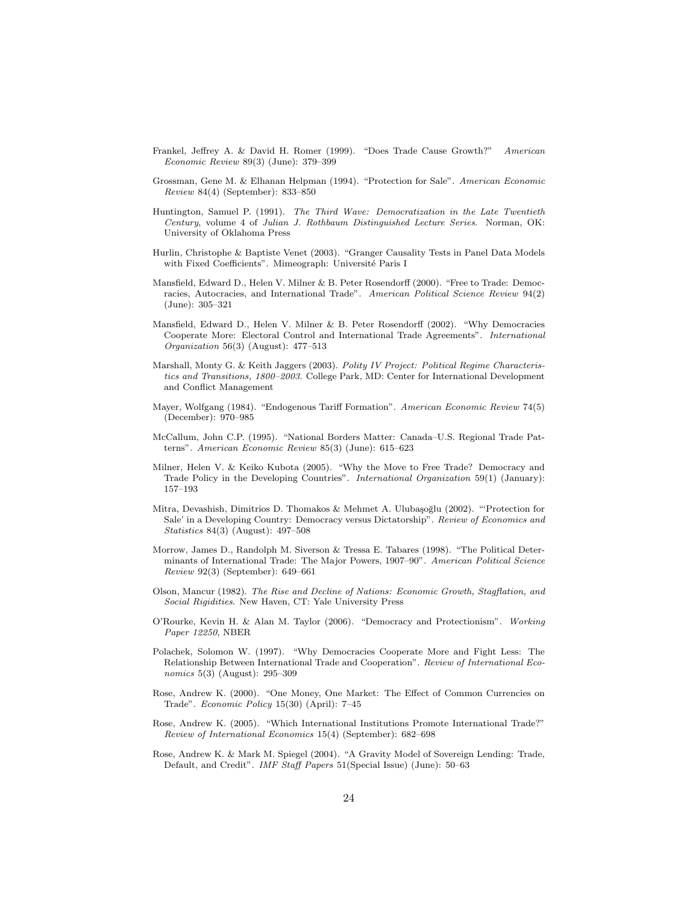Frankel, Jeffrey A. & David H. Romer (1999). "Does Trade Cause Growth?" *American Economic Review* 89(3) (June): 379–399

Grossman, Gene M. & Elhanan Helpman (1994). "Protection for Sale". *American Economic Review* 84(4) (September): 833–850

Huntington, Samuel P. (1991). *The Third Wave: Democratization in the Late Twentieth Century*, volume 4 of *Julian J. Rothbaum Distinguished Lecture Series*. Norman, OK: University of Oklahoma Press

Hurlin, Christophe & Baptiste Venet (2003). "Granger Causality Tests in Panel Data Models with Fixed Coefficients". Mimeograph: Université Paris I

Mansfield, Edward D., Helen V. Milner & B. Peter Rosendorff (2000). "Free to Trade: Democracies, Autocracies, and International Trade". *American Political Science Review* 94(2) (June): 305–321

Mansfield, Edward D., Helen V. Milner & B. Peter Rosendorff (2002). "Why Democracies Cooperate More: Electoral Control and International Trade Agreements". *International Organization* 56(3) (August): 477–513

Marshall, Monty G. & Keith Jaggers (2003). *Polity IV Project: Political Regime Characteristics and Transitions, 1800–2003*. College Park, MD: Center for International Development and Conflict Management

Mayer, Wolfgang (1984). "Endogenous Tariff Formation". *American Economic Review* 74(5) (December): 970–985

McCallum, John C.P. (1995). "National Borders Matter: Canada–U.S. Regional Trade Patterns". *American Economic Review* 85(3) (June): 615–623

Milner, Helen V. & Keiko Kubota (2005). "Why the Move to Free Trade? Democracy and Trade Policy in the Developing Countries". *International Organization* 59(1) (January): 157–193

Mitra, Devashish, Dimitrios D. Thomakos & Mehmet A. Ulubaşoğlu (2002). "'Protection for Sale' in a Developing Country: Democracy versus Dictatorship". *Review of Economics and Statistics* 84(3) (August): 497–508

Morrow, James D., Randolph M. Siverson & Tressa E. Tabares (1998). "The Political Determinants of International Trade: The Major Powers, 1907–90". *American Political Science Review* 92(3) (September): 649–661

Olson, Mancur (1982). *The Rise and Decline of Nations: Economic Growth, Stagflation, and Social Rigidities*. New Haven, CT: Yale University Press

O'Rourke, Kevin H. & Alan M. Taylor (2006). "Democracy and Protectionism". *Working Paper 12250*, NBER

Polachek, Solomon W. (1997). "Why Democracies Cooperate More and Fight Less: The Relationship Between International Trade and Cooperation". *Review of International Economics* 5(3) (August): 295–309

Rose, Andrew K. (2000). "One Money, One Market: The Effect of Common Currencies on Trade". *Economic Policy* 15(30) (April): 7–45

Rose, Andrew K. (2005). "Which International Institutions Promote International Trade?" *Review of International Economics* 15(4) (September): 682–698

Rose, Andrew K. & Mark M. Spiegel (2004). "A Gravity Model of Sovereign Lending: Trade, Default, and Credit". *IMF Staff Papers* 51(Special Issue) (June): 50–63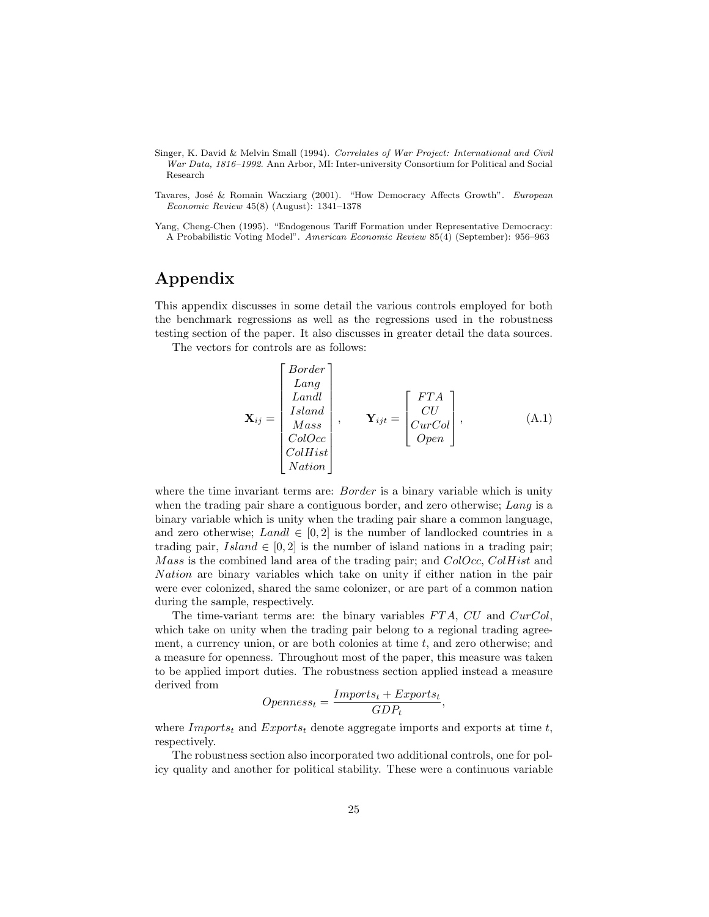Singer, K. David & Melvin Small (1994). *Correlates of War Project: International and Civil War Data, 1816–1992*. Ann Arbor, MI: Inter-university Consortium for Political and Social Research

Tavares, José & Romain Wacziarg (2001). "How Democracy Affects Growth". *European Economic Review* 45(8) (August): 1341–1378

Yang, Cheng-Chen (1995). "Endogenous Tariff Formation under Representative Democracy: A Probabilistic Voting Model". *American Economic Review* 85(4) (September): 956–963

# Appendix

This appendix discusses in some detail the various controls employed for both the benchmark regressions as well as the regressions used in the robustness testing section of the paper. It also discusses in greater detail the data sources.

The vectors for controls are as follows:

$$\mathbf{X}_{ij} = \begin{bmatrix} Border \\ Lang \\ Landl \\ Island \\ Mass \\ ColOcc \\ ColHist \\ Nation \end{bmatrix}, \qquad \mathbf{Y}_{ijt} = \begin{bmatrix} FTA \\ CU \\ CurCol \\ Open \end{bmatrix}, \tag{A.1}$$

where the time invariant terms are: $Border$ is a binary variable which is unity when the trading pair share a contiguous border, and zero otherwise; $Lang$ is a binary variable which is unity when the trading pair share a common language, and zero otherwise; $Landl \in [0, 2]$ is the number of landlocked countries in a trading pair, $Island \in [0, 2]$ is the number of island nations in a trading pair; $Mass$ is the combined land area of the trading pair; and $ColOcc$, $ColHist$ and $Nation$ are binary variables which take on unity if either nation in the pair were ever colonized, shared the same colonizer, or are part of a common nation during the sample, respectively.

The time-variant terms are: the binary variables $FTA$, $CU$ and $CurCol$, which take on unity when the trading pair belong to a regional trading agreement, a currency union, or are both colonies at time $t$, and zero otherwise; and a measure for openness. Throughout most of the paper, this measure was taken to be applied import duties. The robustness section applied instead a measure derived from

$$Openness_t = \frac{Imports_t + Exports_t}{GDP_t},$$

where $Imports_t$ and $Exports_t$ denote aggregate imports and exports at time $t$, respectively.

The robustness section also incorporated two additional controls, one for policy quality and another for political stability. These were a continuous variable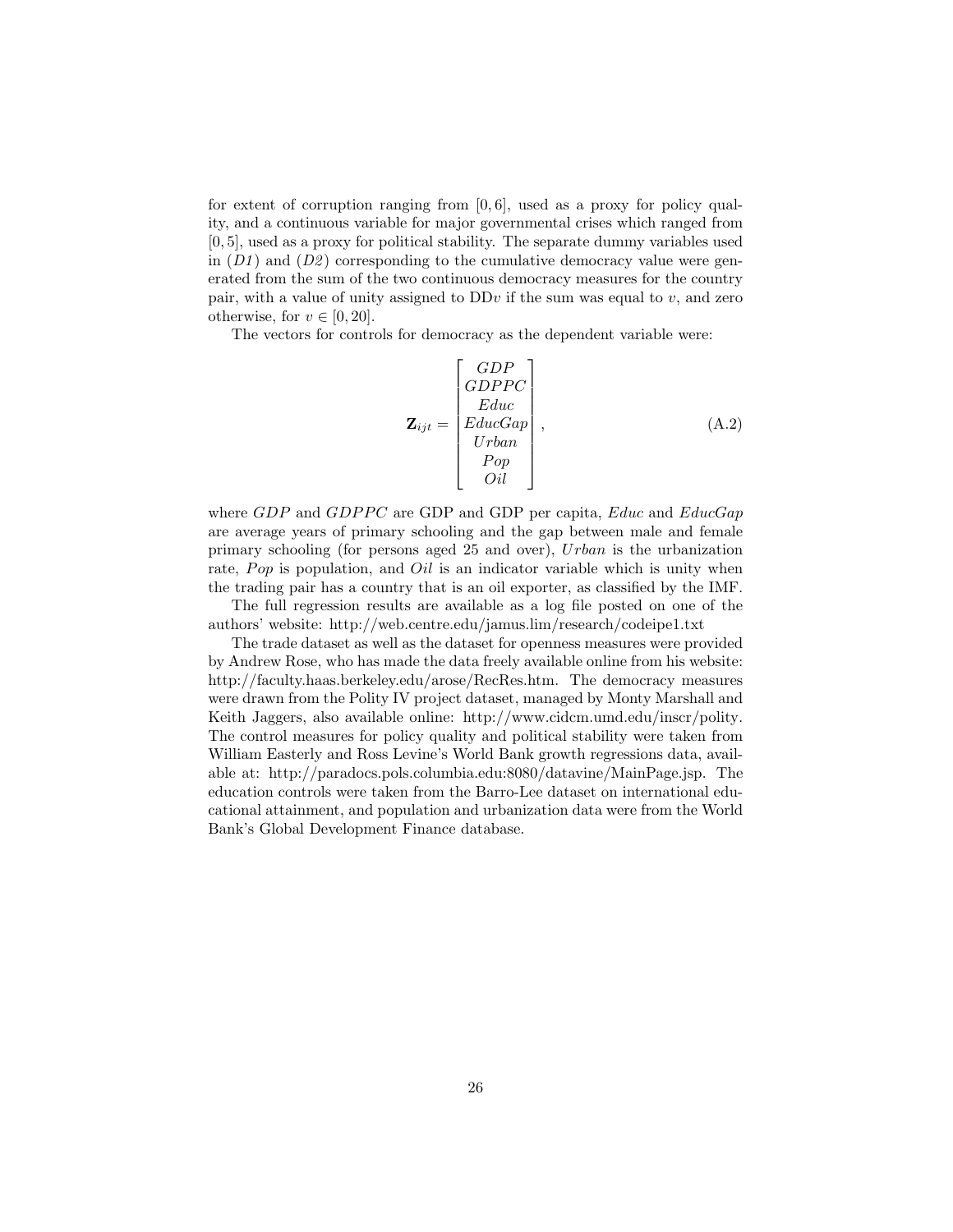for extent of corruption ranging from $[0, 6]$, used as a proxy for policy quality, and a continuous variable for major governmental crises which ranged from $[0, 5]$, used as a proxy for political stability. The separate dummy variables used in (*D1*) and (*D2*) corresponding to the cumulative democracy value were generated from the sum of the two continuous democracy measures for the country pair, with a value of unity assigned to DD$v$ if the sum was equal to $v$, and zero otherwise, for $v \in [0, 20]$.

The vectors for controls for democracy as the dependent variable were:

$$\mathbf{Z}_{ijt} = \begin{bmatrix} GDP \\ GDPPC \\ Educ \\ EducGap \\ Urban \\ Pop \\ Oil \end{bmatrix}, \tag{A.2}$$

where $GDP$ and $GDPPC$ are GDP and GDP per capita, $Educ$ and $EducGap$ are average years of primary schooling and the gap between male and female primary schooling (for persons aged 25 and over), $Urban$ is the urbanization rate, $Pop$ is population, and $Oil$ is an indicator variable which is unity when the trading pair has a country that is an oil exporter, as classified by the IMF.

The full regression results are available as a log file posted on one of the authors' website: http://web.centre.edu/jamus.lim/research/codeipe1.txt

The trade dataset as well as the dataset for openness measures were provided by Andrew Rose, who has made the data freely available online from his website: http://faculty.haas.berkeley.edu/arose/RecRes.htm. The democracy measures were drawn from the Polity IV project dataset, managed by Monty Marshall and Keith Jaggers, also available online: http://www.cidcm.umd.edu/inscr/polity. The control measures for policy quality and political stability were taken from William Easterly and Ross Levine's World Bank growth regressions data, available at: http://paradocs.pols.columbia.edu:8080/datavine/MainPage.jsp. The education controls were taken from the Barro-Lee dataset on international educational attainment, and population and urbanization data were from the World Bank's Global Development Finance database.